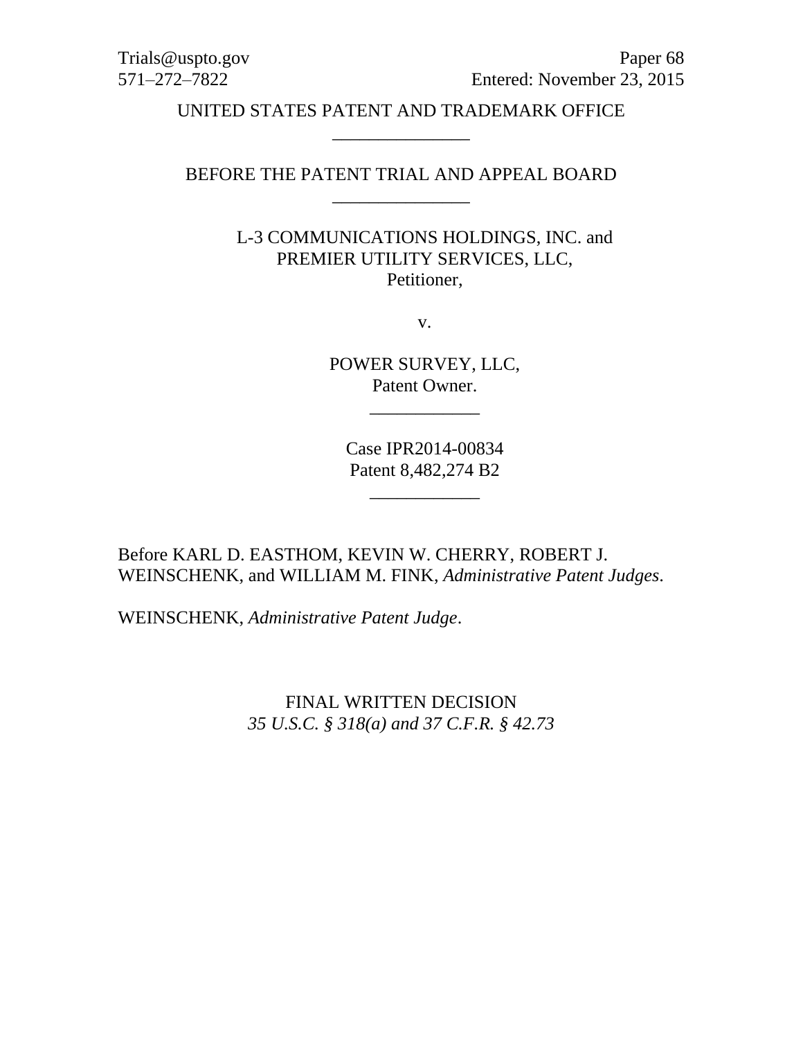Trials@uspto.gov
571–272–7822

Paper 68
Entered: November 23, 2015

UNITED STATES PATENT AND TRADEMARK OFFICE

\_\_\_\_\_\_\_\_\_\_\_\_\_\_\_

BEFORE THE PATENT TRIAL AND APPEAL BOARD

\_\_\_\_\_\_\_\_\_\_\_\_\_\_\_

L-3 COMMUNICATIONS HOLDINGS, INC. and
PREMIER UTILITY SERVICES, LLC,
Petitioner,

v.

POWER SURVEY, LLC,
Patent Owner.

\_\_\_\_\_\_\_\_\_\_\_\_

Case IPR2014-00834
Patent 8,482,274 B2

\_\_\_\_\_\_\_\_\_\_\_\_

Before KARL D. EASTHOM, KEVIN W. CHERRY, ROBERT J. WEINSCHENK, and WILLIAM M. FINK, *Administrative Patent Judges*.

WEINSCHENK, *Administrative Patent Judge*.

FINAL WRITTEN DECISION
*35 U.S.C. § 318(a) and 37 C.F.R. § 42.73*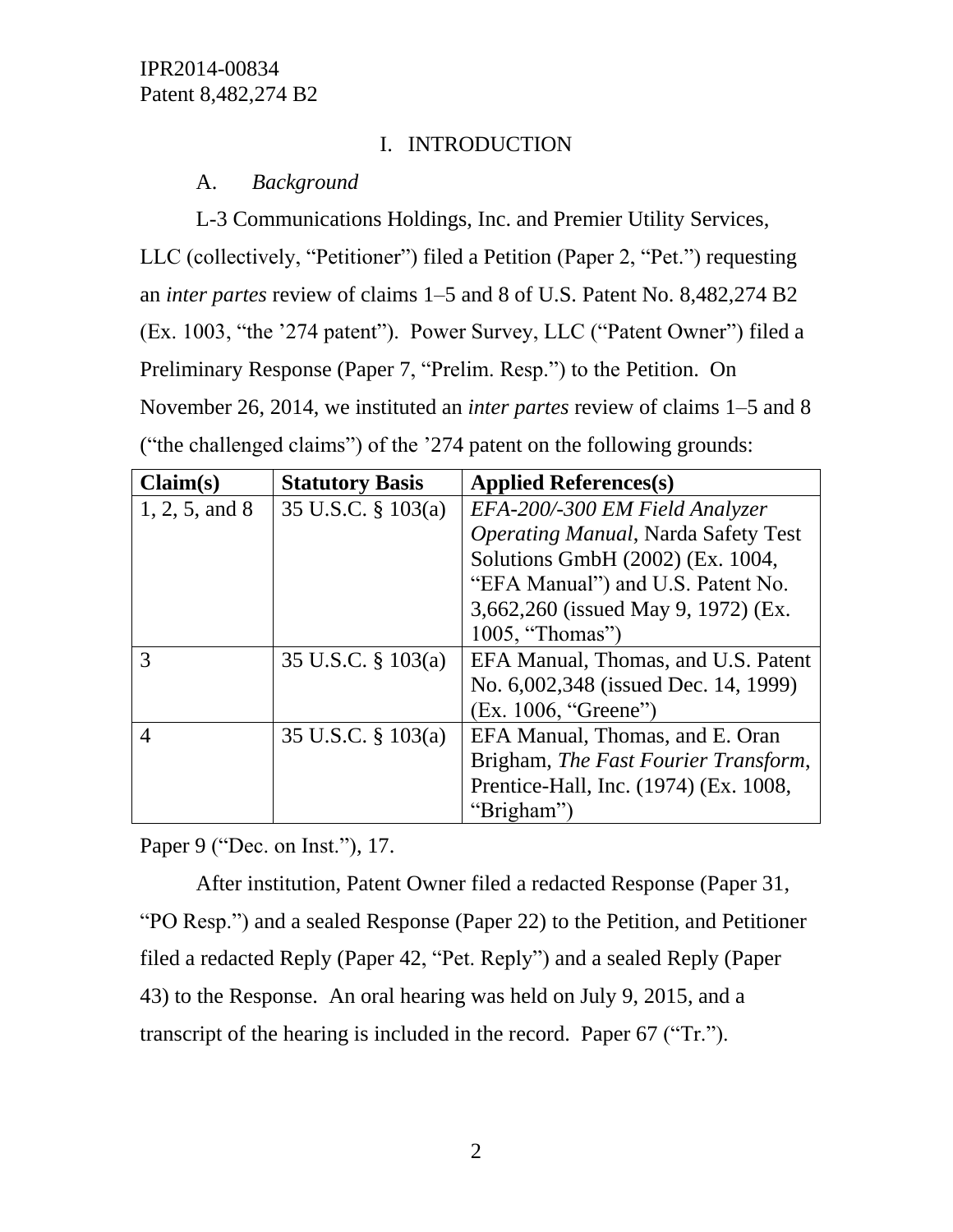# I. INTRODUCTION

## A. *Background*

L-3 Communications Holdings, Inc. and Premier Utility Services, LLC (collectively, "Petitioner") filed a Petition (Paper 2, "Pet.") requesting an *inter partes* review of claims 1–5 and 8 of U.S. Patent No. 8,482,274 B2 (Ex. 1003, "the '274 patent"). Power Survey, LLC ("Patent Owner") filed a Preliminary Response (Paper 7, "Prelim. Resp.") to the Petition. On November 26, 2014, we instituted an *inter partes* review of claims 1–5 and 8 ("the challenged claims") of the '274 patent on the following grounds:

| **Claim(s)** | **Statutory Basis** | **Applied References(s)** |
|---|---|---|
| 1, 2, 5, and 8 | 35 U.S.C. § 103(a) | *EFA-200/-300 EM Field Analyzer Operating Manual*, Narda Safety Test Solutions GmbH (2002) (Ex. 1004, "EFA Manual") and U.S. Patent No. 3,662,260 (issued May 9, 1972) (Ex. 1005, "Thomas") |
| 3 | 35 U.S.C. § 103(a) | EFA Manual, Thomas, and U.S. Patent No. 6,002,348 (issued Dec. 14, 1999) (Ex. 1006, "Greene") |
| 4 | 35 U.S.C. § 103(a) | EFA Manual, Thomas, and E. Oran Brigham, *The Fast Fourier Transform*, Prentice-Hall, Inc. (1974) (Ex. 1008, "Brigham") |

Paper 9 ("Dec. on Inst."), 17.

After institution, Patent Owner filed a redacted Response (Paper 31, "PO Resp.") and a sealed Response (Paper 22) to the Petition, and Petitioner filed a redacted Reply (Paper 42, "Pet. Reply") and a sealed Reply (Paper 43) to the Response. An oral hearing was held on July 9, 2015, and a transcript of the hearing is included in the record. Paper 67 ("Tr.").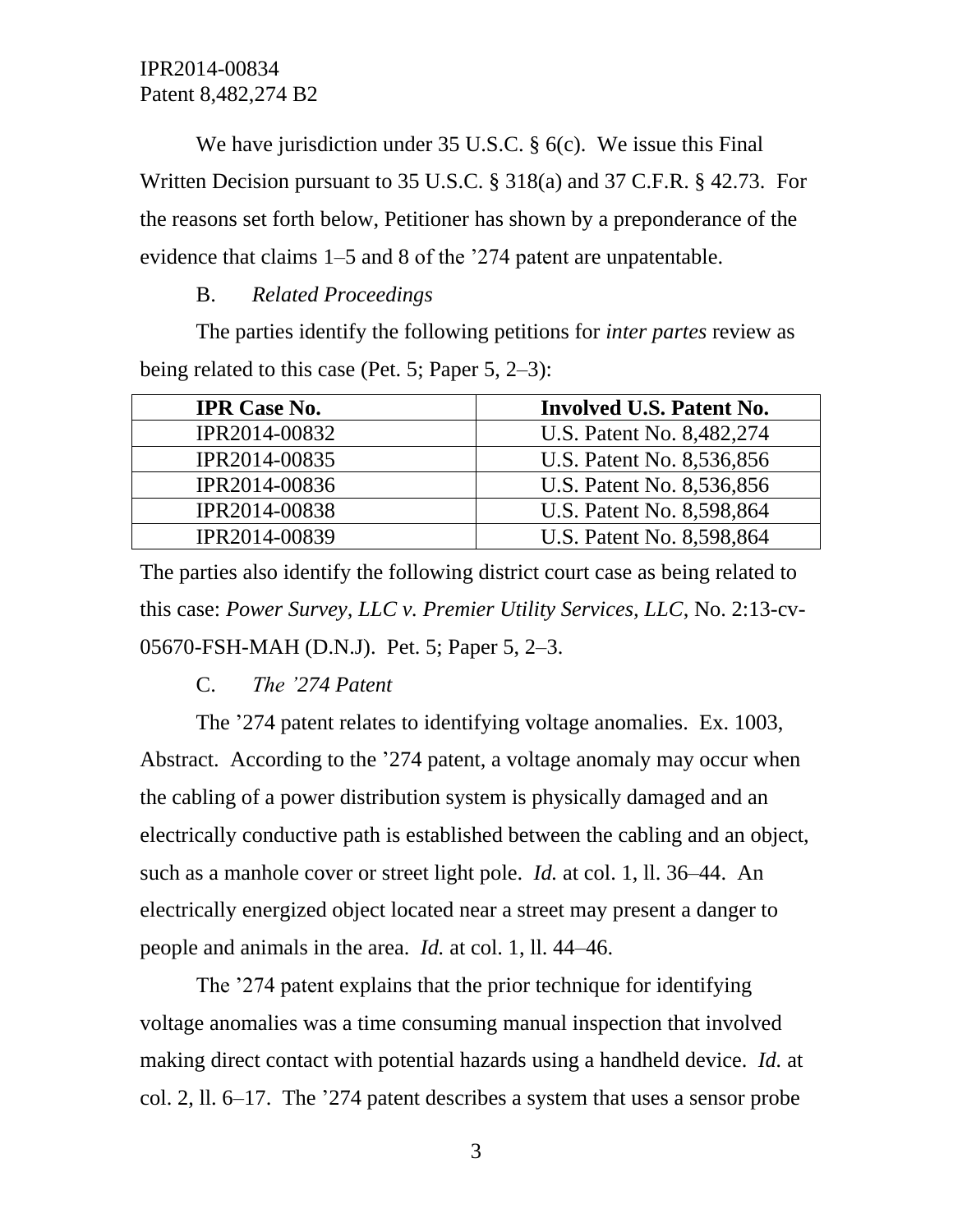We have jurisdiction under 35 U.S.C. § 6(c). We issue this Final Written Decision pursuant to 35 U.S.C. § 318(a) and 37 C.F.R. § 42.73. For the reasons set forth below, Petitioner has shown by a preponderance of the evidence that claims 1–5 and 8 of the ’274 patent are unpatentable.

### B. *Related Proceedings*

The parties identify the following petitions for *inter partes* review as being related to this case (Pet. 5; Paper 5, 2–3):

| IPR Case No. | Involved U.S. Patent No. |
|---|---|
| IPR2014-00832 | U.S. Patent No. 8,482,274 |
| IPR2014-00835 | U.S. Patent No. 8,536,856 |
| IPR2014-00836 | U.S. Patent No. 8,536,856 |
| IPR2014-00838 | U.S. Patent No. 8,598,864 |
| IPR2014-00839 | U.S. Patent No. 8,598,864 |

The parties also identify the following district court case as being related to this case: *Power Survey, LLC v. Premier Utility Services, LLC*, No. 2:13-cv-05670-FSH-MAH (D.N.J). Pet. 5; Paper 5, 2–3.

### C. *The ’274 Patent*

The ’274 patent relates to identifying voltage anomalies. Ex. 1003, Abstract. According to the ’274 patent, a voltage anomaly may occur when the cabling of a power distribution system is physically damaged and an electrically conductive path is established between the cabling and an object, such as a manhole cover or street light pole. *Id.* at col. 1, ll. 36–44. An electrically energized object located near a street may present a danger to people and animals in the area. *Id.* at col. 1, ll. 44–46.

The ’274 patent explains that the prior technique for identifying voltage anomalies was a time consuming manual inspection that involved making direct contact with potential hazards using a handheld device. *Id.* at col. 2, ll. 6–17. The ’274 patent describes a system that uses a sensor probe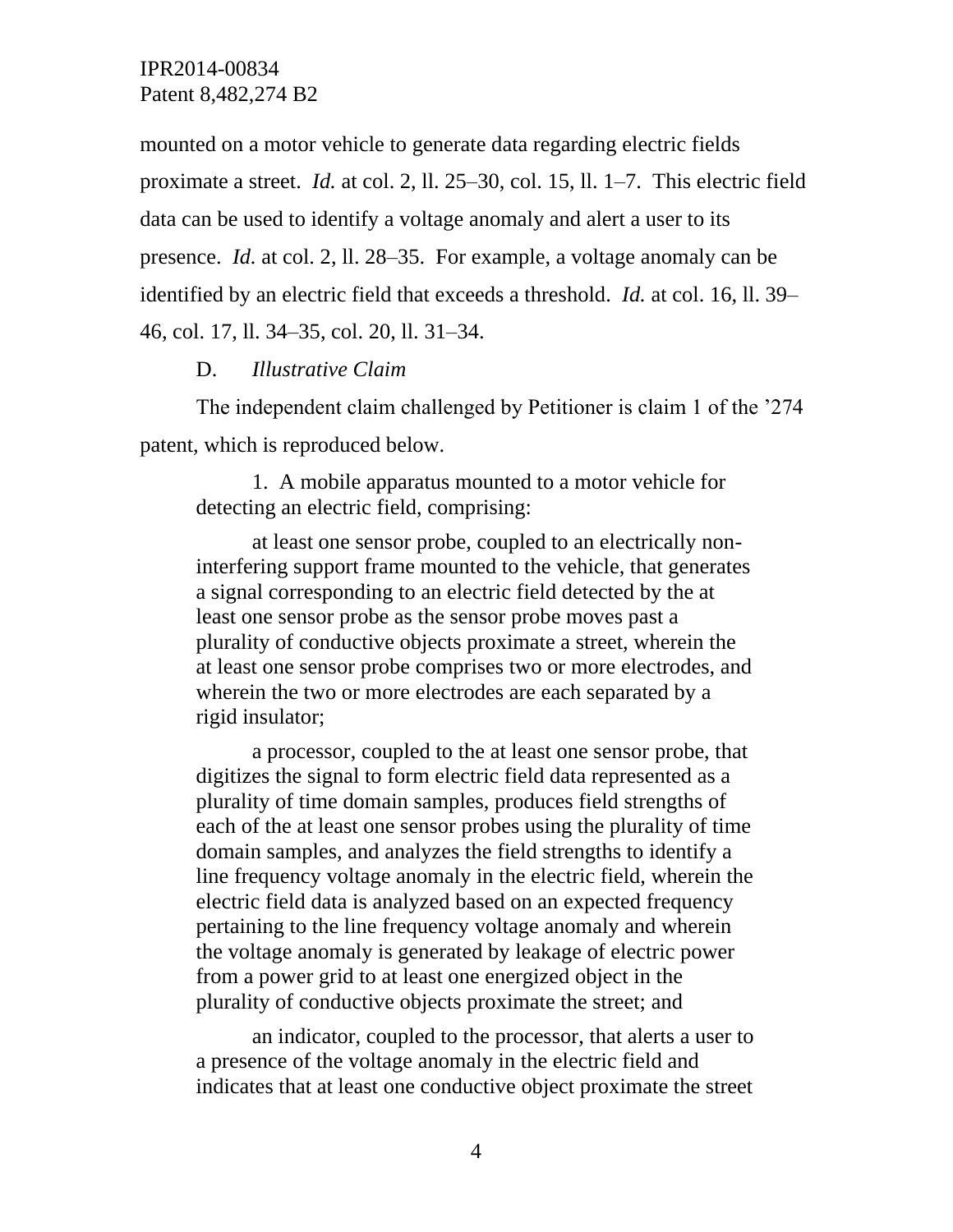mounted on a motor vehicle to generate data regarding electric fields proximate a street. *Id.* at col. 2, ll. 25–30, col. 15, ll. 1–7. This electric field data can be used to identify a voltage anomaly and alert a user to its presence. *Id.* at col. 2, ll. 28–35. For example, a voltage anomaly can be identified by an electric field that exceeds a threshold. *Id.* at col. 16, ll. 39–46, col. 17, ll. 34–35, col. 20, ll. 31–34.

D. *Illustrative Claim*

The independent claim challenged by Petitioner is claim 1 of the ’274 patent, which is reproduced below.

> 1. A mobile apparatus mounted to a motor vehicle for detecting an electric field, comprising:
>
> at least one sensor probe, coupled to an electrically non-interfering support frame mounted to the vehicle, that generates a signal corresponding to an electric field detected by the at least one sensor probe as the sensor probe moves past a plurality of conductive objects proximate a street, wherein the at least one sensor probe comprises two or more electrodes, and wherein the two or more electrodes are each separated by a rigid insulator;
>
> a processor, coupled to the at least one sensor probe, that digitizes the signal to form electric field data represented as a plurality of time domain samples, produces field strengths of each of the at least one sensor probes using the plurality of time domain samples, and analyzes the field strengths to identify a line frequency voltage anomaly in the electric field, wherein the electric field data is analyzed based on an expected frequency pertaining to the line frequency voltage anomaly and wherein the voltage anomaly is generated by leakage of electric power from a power grid to at least one energized object in the plurality of conductive objects proximate the street; and
>
> an indicator, coupled to the processor, that alerts a user to a presence of the voltage anomaly in the electric field and indicates that at least one conductive object proximate the street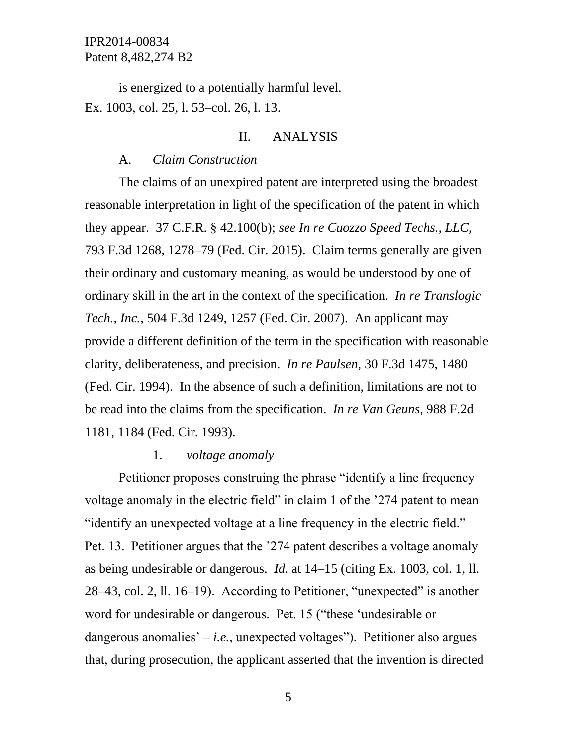is energized to a potentially harmful level.

Ex. 1003, col. 25, l. 53–col. 26, l. 13.

## II. ANALYSIS

### A. *Claim Construction*

The claims of an unexpired patent are interpreted using the broadest reasonable interpretation in light of the specification of the patent in which they appear. 37 C.F.R. § 42.100(b); *see In re Cuozzo Speed Techs., LLC*, 793 F.3d 1268, 1278–79 (Fed. Cir. 2015). Claim terms generally are given their ordinary and customary meaning, as would be understood by one of ordinary skill in the art in the context of the specification. *In re Translogic Tech., Inc.*, 504 F.3d 1249, 1257 (Fed. Cir. 2007). An applicant may provide a different definition of the term in the specification with reasonable clarity, deliberateness, and precision. *In re Paulsen*, 30 F.3d 1475, 1480 (Fed. Cir. 1994). In the absence of such a definition, limitations are not to be read into the claims from the specification. *In re Van Geuns*, 988 F.2d 1181, 1184 (Fed. Cir. 1993).

#### 1. *voltage anomaly*

Petitioner proposes construing the phrase "identify a line frequency voltage anomaly in the electric field" in claim 1 of the '274 patent to mean "identify an unexpected voltage at a line frequency in the electric field." Pet. 13. Petitioner argues that the '274 patent describes a voltage anomaly as being undesirable or dangerous. *Id.* at 14–15 (citing Ex. 1003, col. 1, ll. 28–43, col. 2, ll. 16–19). According to Petitioner, "unexpected" is another word for undesirable or dangerous. Pet. 15 ("these 'undesirable or dangerous anomalies' – *i.e.*, unexpected voltages"). Petitioner also argues that, during prosecution, the applicant asserted that the invention is directed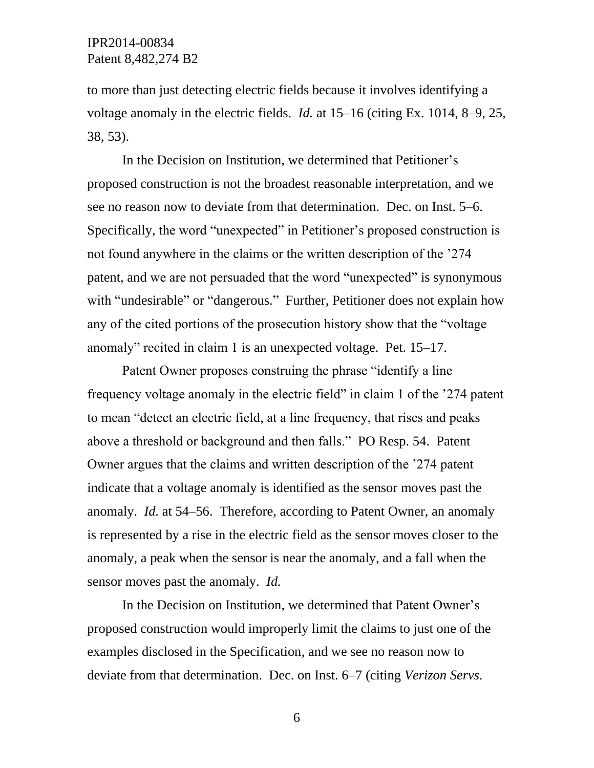to more than just detecting electric fields because it involves identifying a voltage anomaly in the electric fields. *Id.* at 15–16 (citing Ex. 1014, 8–9, 25, 38, 53).

In the Decision on Institution, we determined that Petitioner's proposed construction is not the broadest reasonable interpretation, and we see no reason now to deviate from that determination. Dec. on Inst. 5–6. Specifically, the word "unexpected" in Petitioner's proposed construction is not found anywhere in the claims or the written description of the '274 patent, and we are not persuaded that the word "unexpected" is synonymous with "undesirable" or "dangerous." Further, Petitioner does not explain how any of the cited portions of the prosecution history show that the "voltage anomaly" recited in claim 1 is an unexpected voltage. Pet. 15–17.

Patent Owner proposes construing the phrase "identify a line frequency voltage anomaly in the electric field" in claim 1 of the '274 patent to mean "detect an electric field, at a line frequency, that rises and peaks above a threshold or background and then falls." PO Resp. 54. Patent Owner argues that the claims and written description of the '274 patent indicate that a voltage anomaly is identified as the sensor moves past the anomaly. *Id.* at 54–56. Therefore, according to Patent Owner, an anomaly is represented by a rise in the electric field as the sensor moves closer to the anomaly, a peak when the sensor is near the anomaly, and a fall when the sensor moves past the anomaly. *Id.*

In the Decision on Institution, we determined that Patent Owner's proposed construction would improperly limit the claims to just one of the examples disclosed in the Specification, and we see no reason now to deviate from that determination. Dec. on Inst. 6–7 (citing *Verizon Servs.*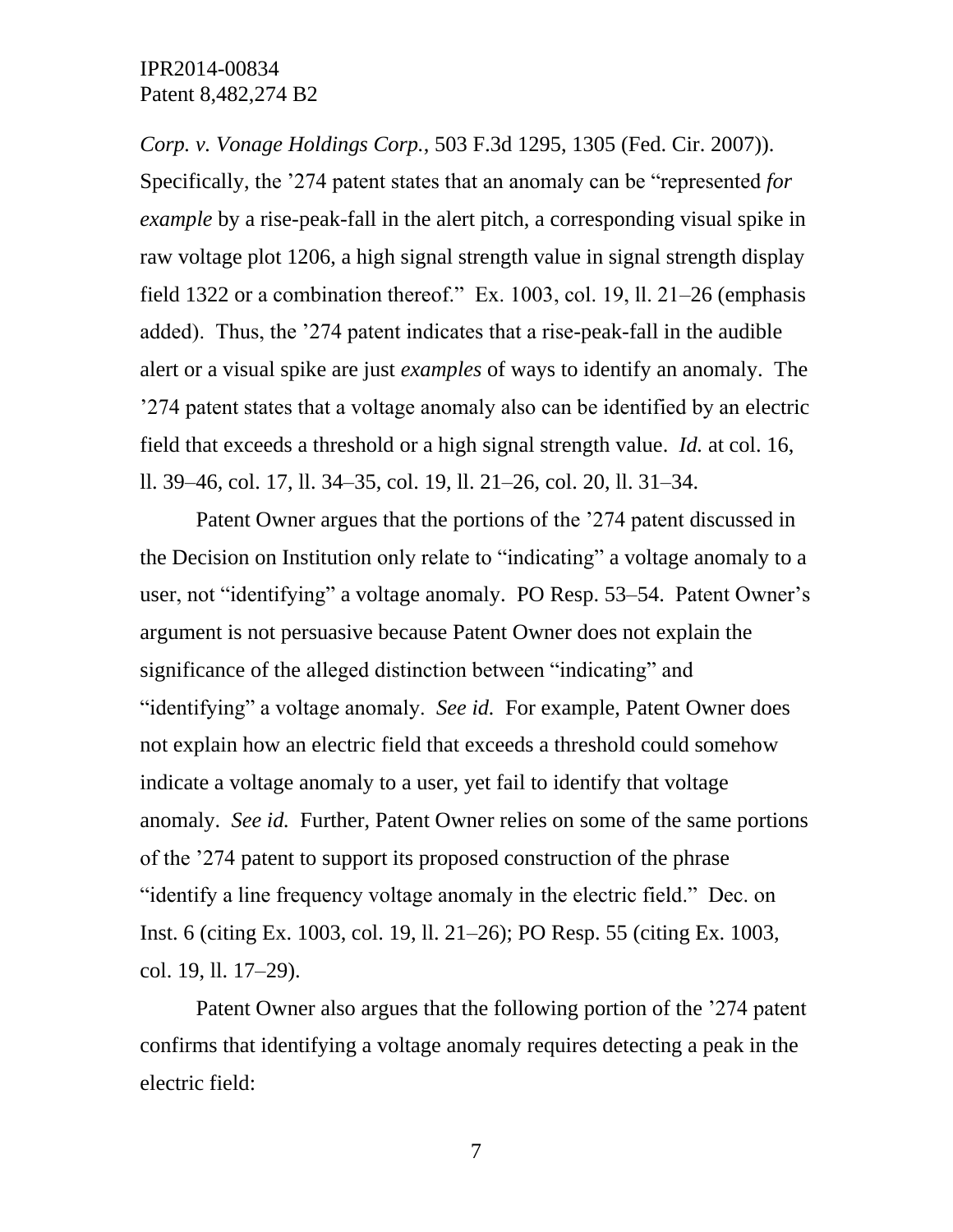*Corp. v. Vonage Holdings Corp.*, 503 F.3d 1295, 1305 (Fed. Cir. 2007)). Specifically, the '274 patent states that an anomaly can be "represented *for example* by a rise-peak-fall in the alert pitch, a corresponding visual spike in raw voltage plot 1206, a high signal strength value in signal strength display field 1322 or a combination thereof." Ex. 1003, col. 19, ll. 21–26 (emphasis added). Thus, the '274 patent indicates that a rise-peak-fall in the audible alert or a visual spike are just *examples* of ways to identify an anomaly. The '274 patent states that a voltage anomaly also can be identified by an electric field that exceeds a threshold or a high signal strength value. *Id.* at col. 16, ll. 39–46, col. 17, ll. 34–35, col. 19, ll. 21–26, col. 20, ll. 31–34.

Patent Owner argues that the portions of the '274 patent discussed in the Decision on Institution only relate to "indicating" a voltage anomaly to a user, not "identifying" a voltage anomaly. PO Resp. 53–54. Patent Owner's argument is not persuasive because Patent Owner does not explain the significance of the alleged distinction between "indicating" and "identifying" a voltage anomaly. *See id.* For example, Patent Owner does not explain how an electric field that exceeds a threshold could somehow indicate a voltage anomaly to a user, yet fail to identify that voltage anomaly. *See id.* Further, Patent Owner relies on some of the same portions of the '274 patent to support its proposed construction of the phrase "identify a line frequency voltage anomaly in the electric field." Dec. on Inst. 6 (citing Ex. 1003, col. 19, ll. 21–26); PO Resp. 55 (citing Ex. 1003, col. 19, ll. 17–29).

Patent Owner also argues that the following portion of the '274 patent confirms that identifying a voltage anomaly requires detecting a peak in the electric field: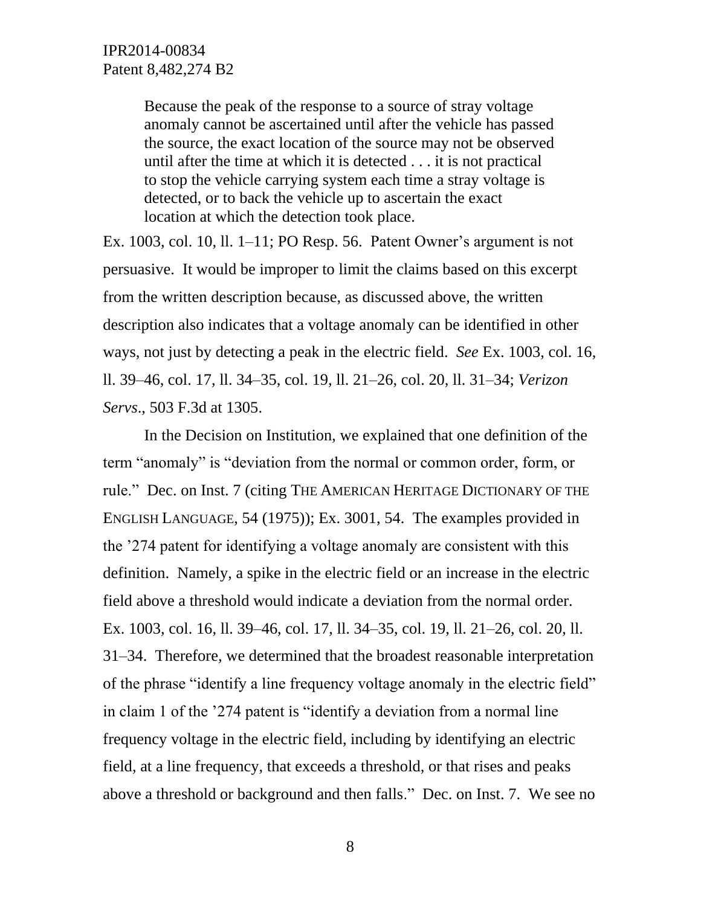> Because the peak of the response to a source of stray voltage anomaly cannot be ascertained until after the vehicle has passed the source, the exact location of the source may not be observed until after the time at which it is detected . . . it is not practical to stop the vehicle carrying system each time a stray voltage is detected, or to back the vehicle up to ascertain the exact location at which the detection took place.

Ex. 1003, col. 10, ll. 1–11; PO Resp. 56. Patent Owner's argument is not persuasive. It would be improper to limit the claims based on this excerpt from the written description because, as discussed above, the written description also indicates that a voltage anomaly can be identified in other ways, not just by detecting a peak in the electric field. *See* Ex. 1003, col. 16, ll. 39–46, col. 17, ll. 34–35, col. 19, ll. 21–26, col. 20, ll. 31–34; *Verizon Servs*., 503 F.3d at 1305.

In the Decision on Institution, we explained that one definition of the term "anomaly" is "deviation from the normal or common order, form, or rule." Dec. on Inst. 7 (citing THE AMERICAN HERITAGE DICTIONARY OF THE ENGLISH LANGUAGE, 54 (1975)); Ex. 3001, 54. The examples provided in the '274 patent for identifying a voltage anomaly are consistent with this definition. Namely, a spike in the electric field or an increase in the electric field above a threshold would indicate a deviation from the normal order. Ex. 1003, col. 16, ll. 39–46, col. 17, ll. 34–35, col. 19, ll. 21–26, col. 20, ll. 31–34. Therefore, we determined that the broadest reasonable interpretation of the phrase "identify a line frequency voltage anomaly in the electric field" in claim 1 of the '274 patent is "identify a deviation from a normal line frequency voltage in the electric field, including by identifying an electric field, at a line frequency, that exceeds a threshold, or that rises and peaks above a threshold or background and then falls." Dec. on Inst. 7. We see no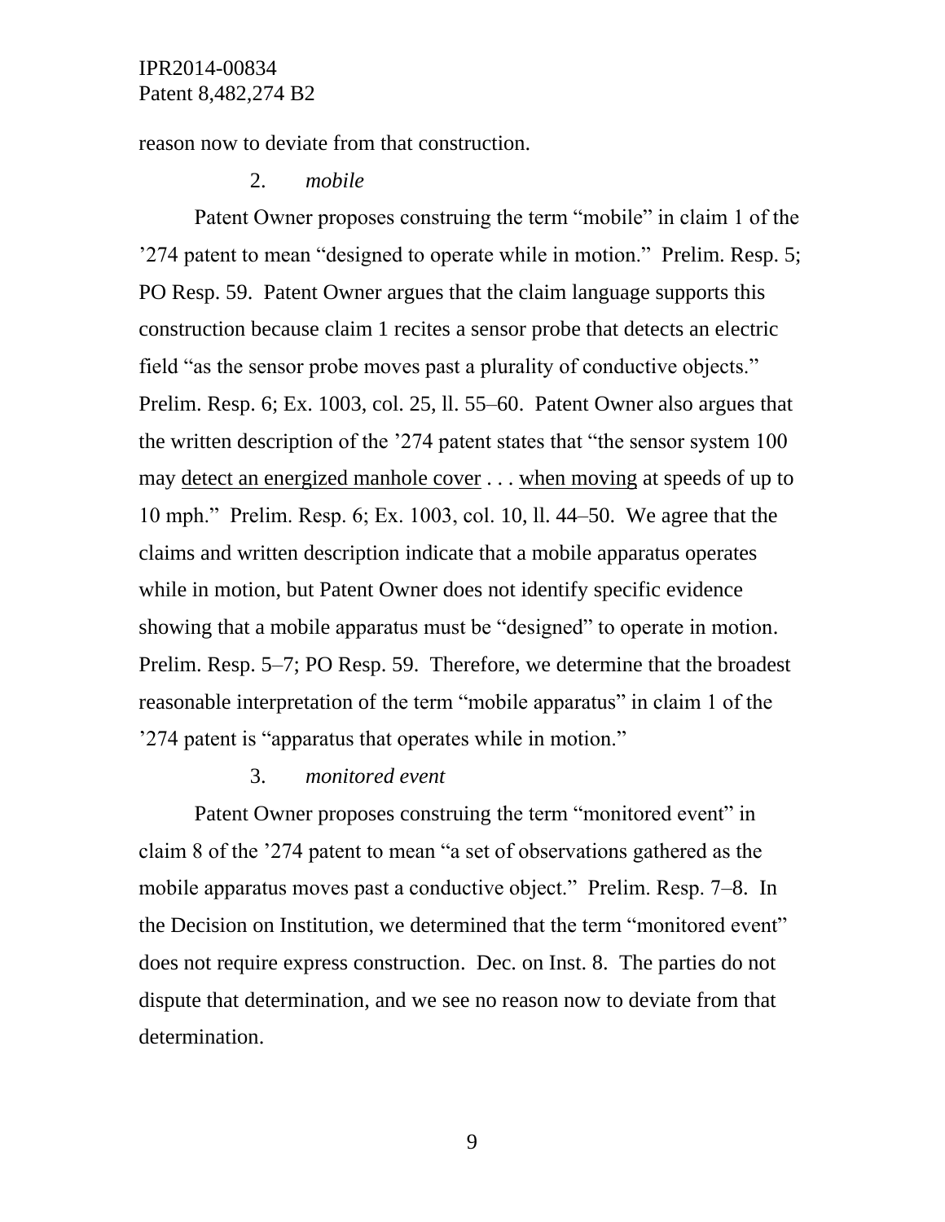reason now to deviate from that construction.

### 2. *mobile*

Patent Owner proposes construing the term "mobile" in claim 1 of the '274 patent to mean "designed to operate while in motion." Prelim. Resp. 5; PO Resp. 59. Patent Owner argues that the claim language supports this construction because claim 1 recites a sensor probe that detects an electric field "as the sensor probe moves past a plurality of conductive objects." Prelim. Resp. 6; Ex. 1003, col. 25, ll. 55–60. Patent Owner also argues that the written description of the '274 patent states that "the sensor system 100 may <u>detect an energized manhole cover</u> . . . <u>when moving</u> at speeds of up to 10 mph." Prelim. Resp. 6; Ex. 1003, col. 10, ll. 44–50. We agree that the claims and written description indicate that a mobile apparatus operates while in motion, but Patent Owner does not identify specific evidence showing that a mobile apparatus must be "designed" to operate in motion. Prelim. Resp. 5–7; PO Resp. 59. Therefore, we determine that the broadest reasonable interpretation of the term "mobile apparatus" in claim 1 of the '274 patent is "apparatus that operates while in motion."

### 3. *monitored event*

Patent Owner proposes construing the term "monitored event" in claim 8 of the '274 patent to mean "a set of observations gathered as the mobile apparatus moves past a conductive object." Prelim. Resp. 7–8. In the Decision on Institution, we determined that the term "monitored event" does not require express construction. Dec. on Inst. 8. The parties do not dispute that determination, and we see no reason now to deviate from that determination.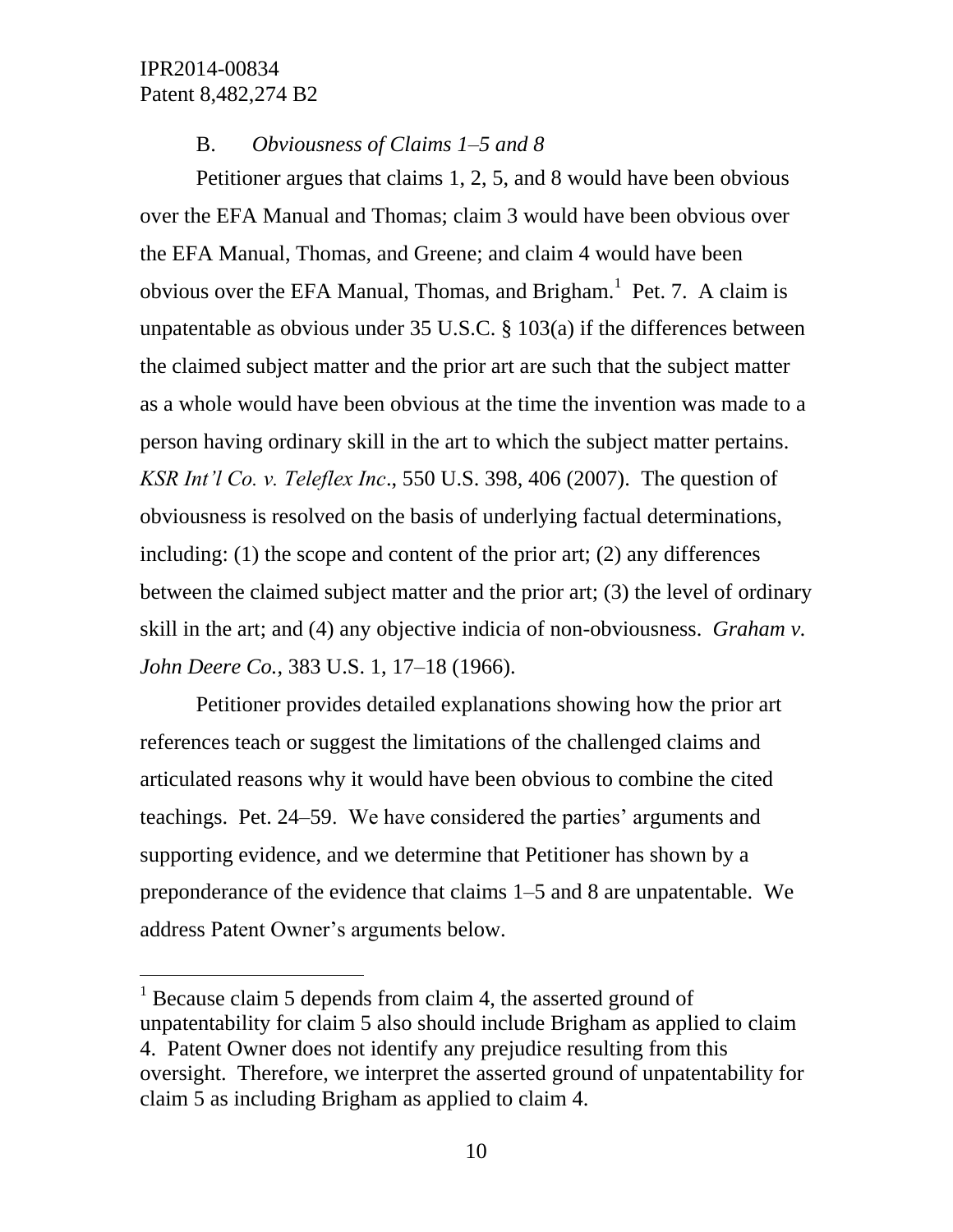### B. *Obviousness of Claims 1–5 and 8*

Petitioner argues that claims 1, 2, 5, and 8 would have been obvious over the EFA Manual and Thomas; claim 3 would have been obvious over the EFA Manual, Thomas, and Greene; and claim 4 would have been obvious over the EFA Manual, Thomas, and Brigham.[1] Pet. 7. A claim is unpatentable as obvious under 35 U.S.C. § 103(a) if the differences between the claimed subject matter and the prior art are such that the subject matter as a whole would have been obvious at the time the invention was made to a person having ordinary skill in the art to which the subject matter pertains. *KSR Int'l Co. v. Teleflex Inc*., 550 U.S. 398, 406 (2007). The question of obviousness is resolved on the basis of underlying factual determinations, including: (1) the scope and content of the prior art; (2) any differences between the claimed subject matter and the prior art; (3) the level of ordinary skill in the art; and (4) any objective indicia of non-obviousness. *Graham v. John Deere Co.*, 383 U.S. 1, 17–18 (1966).

Petitioner provides detailed explanations showing how the prior art references teach or suggest the limitations of the challenged claims and articulated reasons why it would have been obvious to combine the cited teachings. Pet. 24–59. We have considered the parties' arguments and supporting evidence, and we determine that Petitioner has shown by a preponderance of the evidence that claims 1–5 and 8 are unpatentable. We address Patent Owner's arguments below.

---

[1] Because claim 5 depends from claim 4, the asserted ground of unpatentability for claim 5 also should include Brigham as applied to claim 4. Patent Owner does not identify any prejudice resulting from this oversight. Therefore, we interpret the asserted ground of unpatentability for claim 5 as including Brigham as applied to claim 4.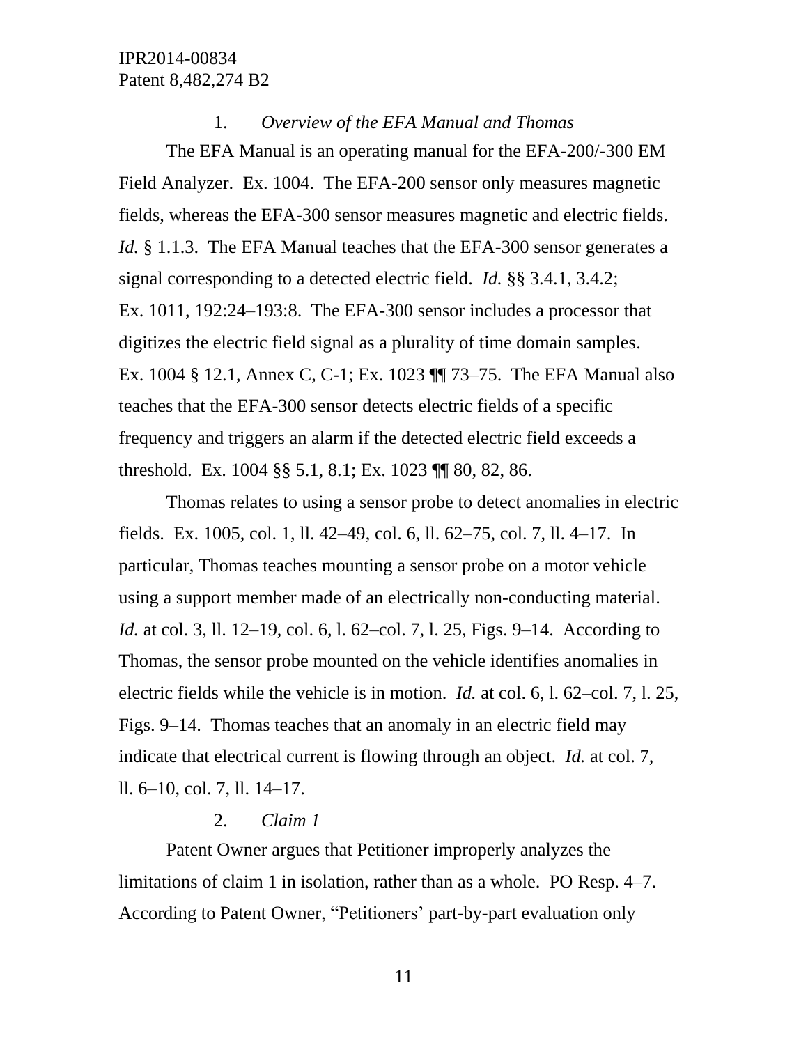#### 1. *Overview of the EFA Manual and Thomas*

The EFA Manual is an operating manual for the EFA-200/-300 EM Field Analyzer. Ex. 1004. The EFA-200 sensor only measures magnetic fields, whereas the EFA-300 sensor measures magnetic and electric fields. *Id.* § 1.1.3. The EFA Manual teaches that the EFA-300 sensor generates a signal corresponding to a detected electric field. *Id.* §§ 3.4.1, 3.4.2; Ex. 1011, 192:24–193:8. The EFA-300 sensor includes a processor that digitizes the electric field signal as a plurality of time domain samples. Ex. 1004 § 12.1, Annex C, C-1; Ex. 1023 ¶¶ 73–75. The EFA Manual also teaches that the EFA-300 sensor detects electric fields of a specific frequency and triggers an alarm if the detected electric field exceeds a threshold. Ex. 1004 §§ 5.1, 8.1; Ex. 1023 ¶¶ 80, 82, 86.

Thomas relates to using a sensor probe to detect anomalies in electric fields. Ex. 1005, col. 1, ll. 42–49, col. 6, ll. 62–75, col. 7, ll. 4–17. In particular, Thomas teaches mounting a sensor probe on a motor vehicle using a support member made of an electrically non-conducting material. *Id.* at col. 3, ll. 12–19, col. 6, l. 62–col. 7, l. 25, Figs. 9–14. According to Thomas, the sensor probe mounted on the vehicle identifies anomalies in electric fields while the vehicle is in motion. *Id.* at col. 6, l. 62–col. 7, l. 25, Figs. 9–14. Thomas teaches that an anomaly in an electric field may indicate that electrical current is flowing through an object. *Id.* at col. 7, ll. 6–10, col. 7, ll. 14–17.

#### 2. *Claim 1*

Patent Owner argues that Petitioner improperly analyzes the limitations of claim 1 in isolation, rather than as a whole. PO Resp. 4–7. According to Patent Owner, "Petitioners' part-by-part evaluation only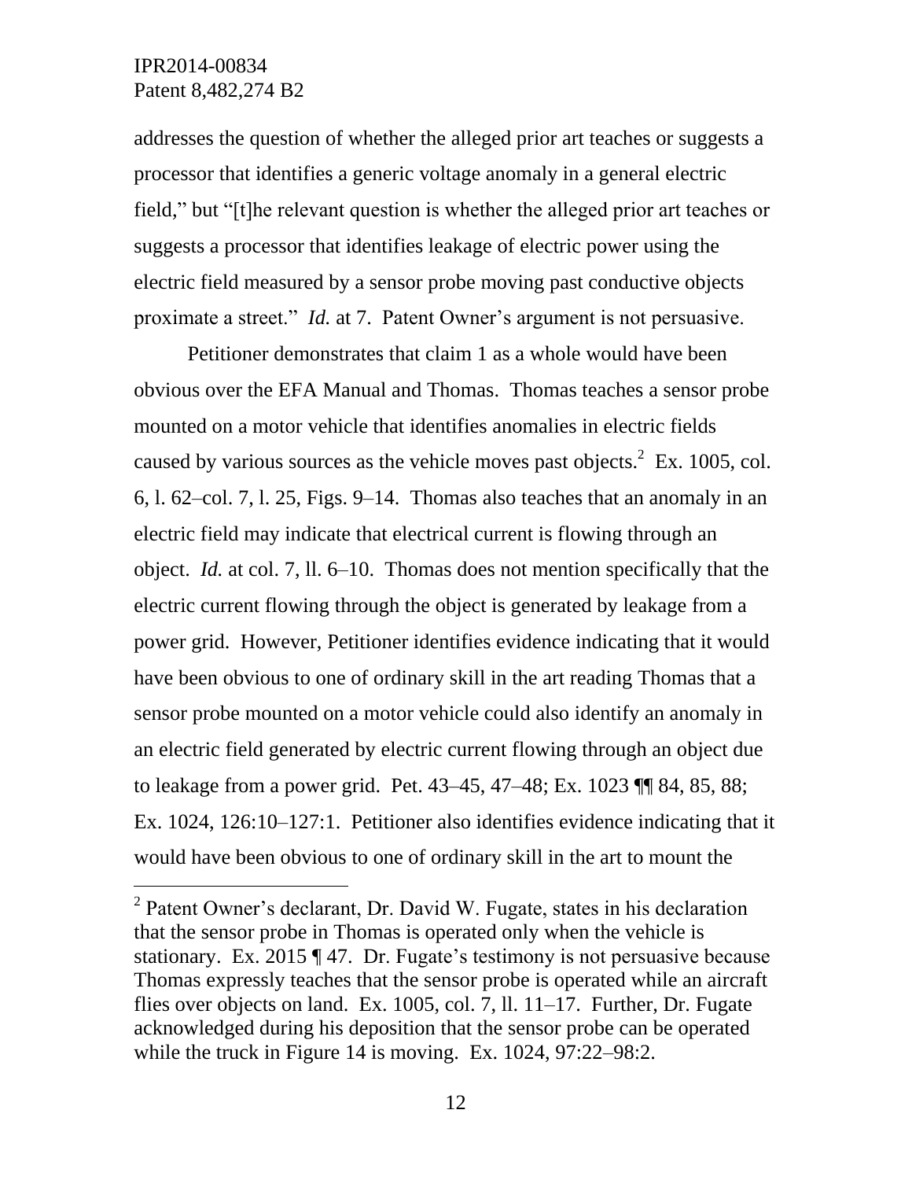addresses the question of whether the alleged prior art teaches or suggests a processor that identifies a generic voltage anomaly in a general electric field," but "[t]he relevant question is whether the alleged prior art teaches or suggests a processor that identifies leakage of electric power using the electric field measured by a sensor probe moving past conductive objects proximate a street." *Id.* at 7. Patent Owner's argument is not persuasive.

Petitioner demonstrates that claim 1 as a whole would have been obvious over the EFA Manual and Thomas. Thomas teaches a sensor probe mounted on a motor vehicle that identifies anomalies in electric fields caused by various sources as the vehicle moves past objects.[2] Ex. 1005, col. 6, l. 62–col. 7, l. 25, Figs. 9–14. Thomas also teaches that an anomaly in an electric field may indicate that electrical current is flowing through an object. *Id.* at col. 7, ll. 6–10. Thomas does not mention specifically that the electric current flowing through the object is generated by leakage from a power grid. However, Petitioner identifies evidence indicating that it would have been obvious to one of ordinary skill in the art reading Thomas that a sensor probe mounted on a motor vehicle could also identify an anomaly in an electric field generated by electric current flowing through an object due to leakage from a power grid. Pet. 43–45, 47–48; Ex. 1023 ¶¶ 84, 85, 88; Ex. 1024, 126:10–127:1. Petitioner also identifies evidence indicating that it would have been obvious to one of ordinary skill in the art to mount the

[2] Patent Owner's declarant, Dr. David W. Fugate, states in his declaration that the sensor probe in Thomas is operated only when the vehicle is stationary. Ex. 2015 ¶ 47. Dr. Fugate's testimony is not persuasive because Thomas expressly teaches that the sensor probe is operated while an aircraft flies over objects on land. Ex. 1005, col. 7, ll. 11–17. Further, Dr. Fugate acknowledged during his deposition that the sensor probe can be operated while the truck in Figure 14 is moving. Ex. 1024, 97:22–98:2.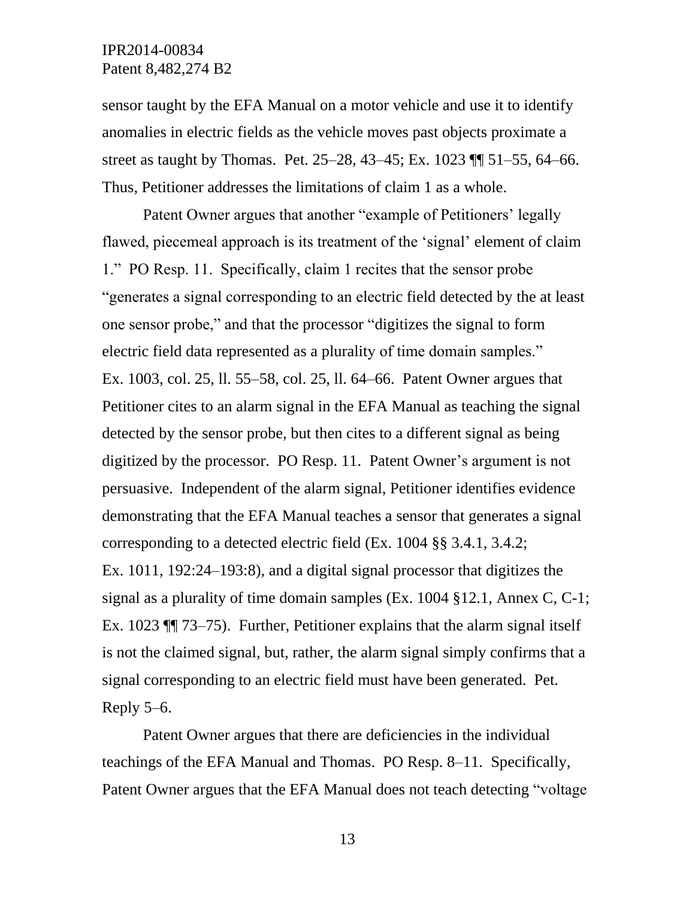sensor taught by the EFA Manual on a motor vehicle and use it to identify anomalies in electric fields as the vehicle moves past objects proximate a street as taught by Thomas. Pet. 25–28, 43–45; Ex. 1023 ¶¶ 51–55, 64–66. Thus, Petitioner addresses the limitations of claim 1 as a whole.

Patent Owner argues that another "example of Petitioners' legally flawed, piecemeal approach is its treatment of the 'signal' element of claim 1." PO Resp. 11. Specifically, claim 1 recites that the sensor probe "generates a signal corresponding to an electric field detected by the at least one sensor probe," and that the processor "digitizes the signal to form electric field data represented as a plurality of time domain samples." Ex. 1003, col. 25, ll. 55–58, col. 25, ll. 64–66. Patent Owner argues that Petitioner cites to an alarm signal in the EFA Manual as teaching the signal detected by the sensor probe, but then cites to a different signal as being digitized by the processor. PO Resp. 11. Patent Owner's argument is not persuasive. Independent of the alarm signal, Petitioner identifies evidence demonstrating that the EFA Manual teaches a sensor that generates a signal corresponding to a detected electric field (Ex. 1004 §§ 3.4.1, 3.4.2; Ex. 1011, 192:24–193:8), and a digital signal processor that digitizes the signal as a plurality of time domain samples (Ex. 1004 §12.1, Annex C, C-1; Ex. 1023 ¶¶ 73–75). Further, Petitioner explains that the alarm signal itself is not the claimed signal, but, rather, the alarm signal simply confirms that a signal corresponding to an electric field must have been generated. Pet. Reply 5–6.

Patent Owner argues that there are deficiencies in the individual teachings of the EFA Manual and Thomas. PO Resp. 8–11. Specifically, Patent Owner argues that the EFA Manual does not teach detecting "voltage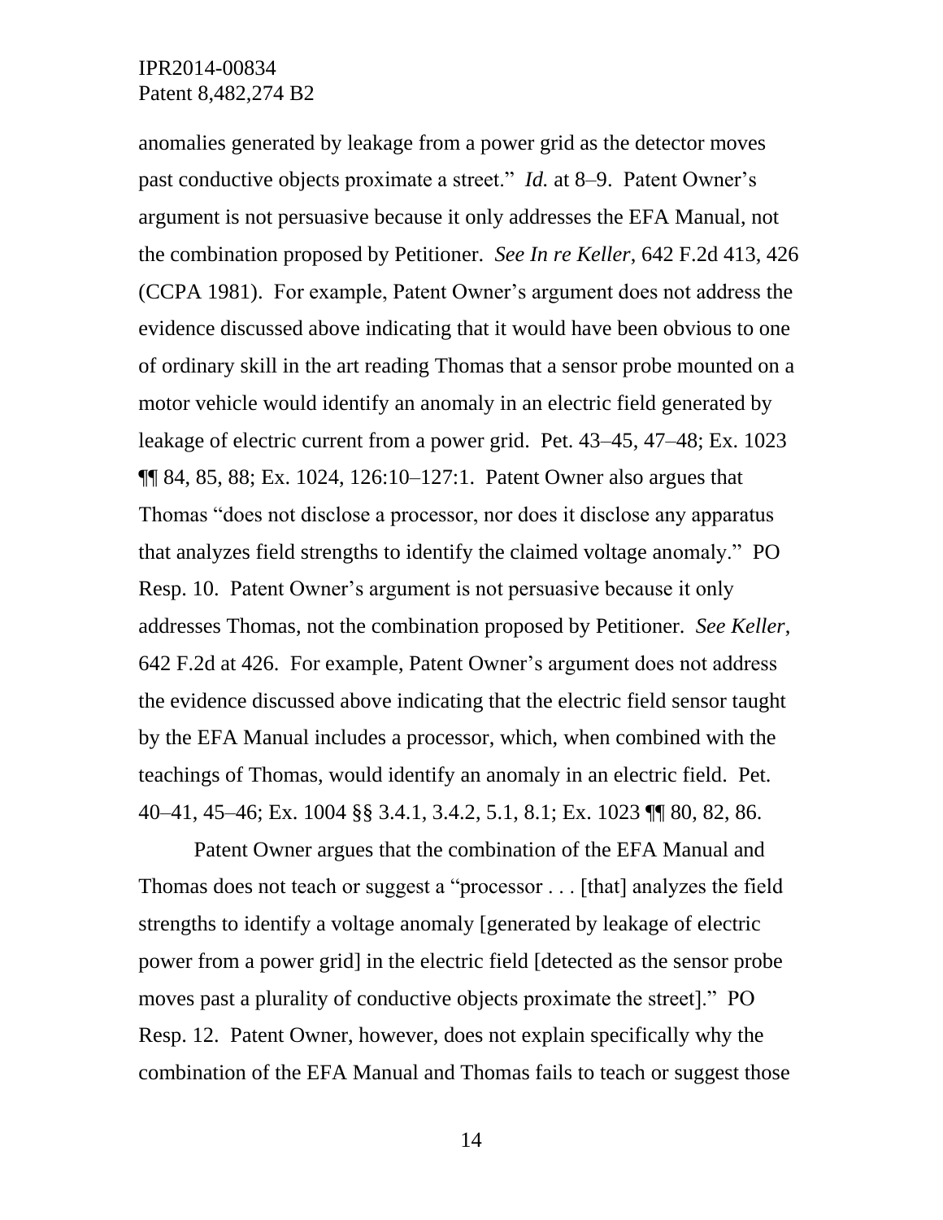anomalies generated by leakage from a power grid as the detector moves past conductive objects proximate a street." *Id.* at 8–9. Patent Owner's argument is not persuasive because it only addresses the EFA Manual, not the combination proposed by Petitioner. *See In re Keller*, 642 F.2d 413, 426 (CCPA 1981). For example, Patent Owner's argument does not address the evidence discussed above indicating that it would have been obvious to one of ordinary skill in the art reading Thomas that a sensor probe mounted on a motor vehicle would identify an anomaly in an electric field generated by leakage of electric current from a power grid. Pet. 43–45, 47–48; Ex. 1023 ¶¶ 84, 85, 88; Ex. 1024, 126:10–127:1. Patent Owner also argues that Thomas "does not disclose a processor, nor does it disclose any apparatus that analyzes field strengths to identify the claimed voltage anomaly." PO Resp. 10. Patent Owner's argument is not persuasive because it only addresses Thomas, not the combination proposed by Petitioner. *See Keller*, 642 F.2d at 426. For example, Patent Owner's argument does not address the evidence discussed above indicating that the electric field sensor taught by the EFA Manual includes a processor, which, when combined with the teachings of Thomas, would identify an anomaly in an electric field. Pet. 40–41, 45–46; Ex. 1004 §§ 3.4.1, 3.4.2, 5.1, 8.1; Ex. 1023 ¶¶ 80, 82, 86.

Patent Owner argues that the combination of the EFA Manual and Thomas does not teach or suggest a "processor . . . [that] analyzes the field strengths to identify a voltage anomaly [generated by leakage of electric power from a power grid] in the electric field [detected as the sensor probe moves past a plurality of conductive objects proximate the street]." PO Resp. 12. Patent Owner, however, does not explain specifically why the combination of the EFA Manual and Thomas fails to teach or suggest those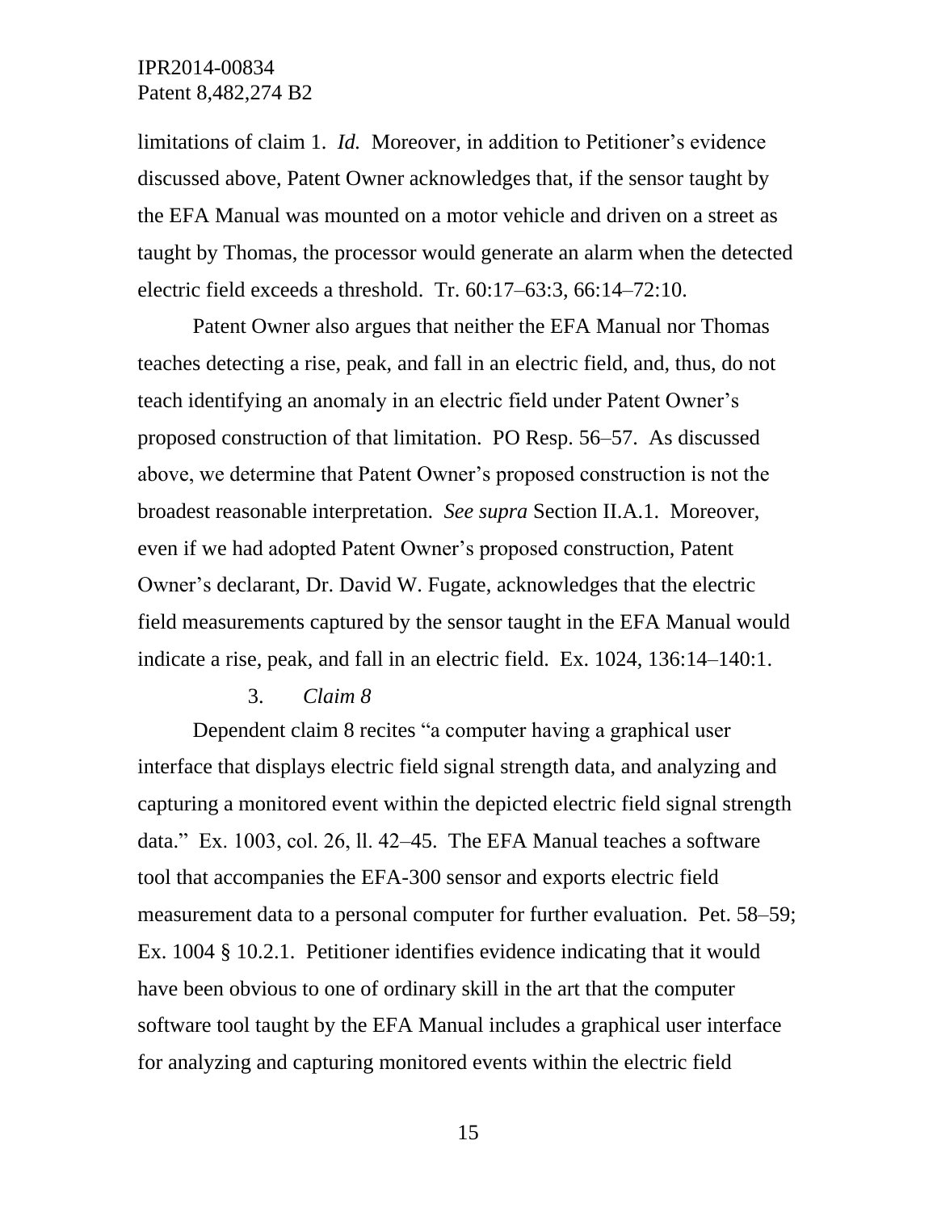limitations of claim 1. *Id.* Moreover, in addition to Petitioner's evidence discussed above, Patent Owner acknowledges that, if the sensor taught by the EFA Manual was mounted on a motor vehicle and driven on a street as taught by Thomas, the processor would generate an alarm when the detected electric field exceeds a threshold. Tr. 60:17–63:3, 66:14–72:10.

Patent Owner also argues that neither the EFA Manual nor Thomas teaches detecting a rise, peak, and fall in an electric field, and, thus, do not teach identifying an anomaly in an electric field under Patent Owner's proposed construction of that limitation. PO Resp. 56–57. As discussed above, we determine that Patent Owner's proposed construction is not the broadest reasonable interpretation. *See supra* Section II.A.1. Moreover, even if we had adopted Patent Owner's proposed construction, Patent Owner's declarant, Dr. David W. Fugate, acknowledges that the electric field measurements captured by the sensor taught in the EFA Manual would indicate a rise, peak, and fall in an electric field. Ex. 1024, 136:14–140:1.

### 3. *Claim 8*

Dependent claim 8 recites "a computer having a graphical user interface that displays electric field signal strength data, and analyzing and capturing a monitored event within the depicted electric field signal strength data." Ex. 1003, col. 26, ll. 42–45. The EFA Manual teaches a software tool that accompanies the EFA-300 sensor and exports electric field measurement data to a personal computer for further evaluation. Pet. 58–59; Ex. 1004 § 10.2.1. Petitioner identifies evidence indicating that it would have been obvious to one of ordinary skill in the art that the computer software tool taught by the EFA Manual includes a graphical user interface for analyzing and capturing monitored events within the electric field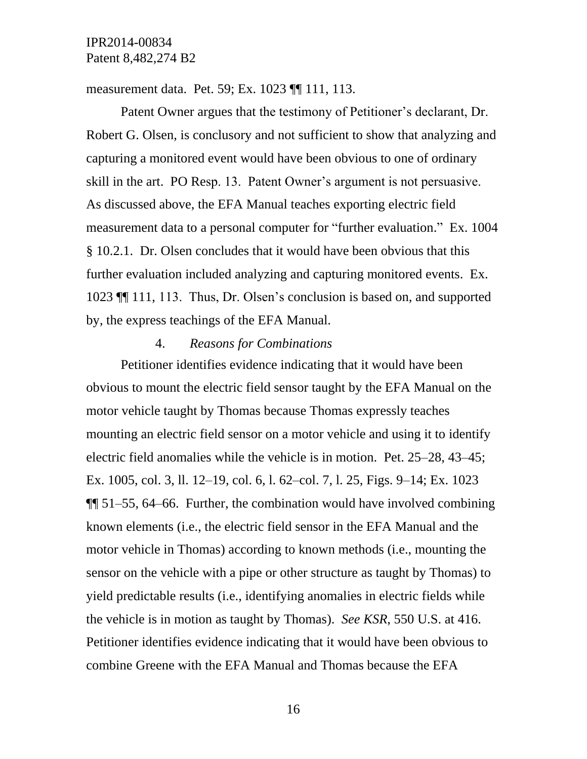measurement data. Pet. 59; Ex. 1023 ¶¶ 111, 113.

Patent Owner argues that the testimony of Petitioner's declarant, Dr. Robert G. Olsen, is conclusory and not sufficient to show that analyzing and capturing a monitored event would have been obvious to one of ordinary skill in the art. PO Resp. 13. Patent Owner's argument is not persuasive. As discussed above, the EFA Manual teaches exporting electric field measurement data to a personal computer for "further evaluation." Ex. 1004 § 10.2.1. Dr. Olsen concludes that it would have been obvious that this further evaluation included analyzing and capturing monitored events. Ex. 1023 ¶¶ 111, 113. Thus, Dr. Olsen's conclusion is based on, and supported by, the express teachings of the EFA Manual.

#### 4. *Reasons for Combinations*

Petitioner identifies evidence indicating that it would have been obvious to mount the electric field sensor taught by the EFA Manual on the motor vehicle taught by Thomas because Thomas expressly teaches mounting an electric field sensor on a motor vehicle and using it to identify electric field anomalies while the vehicle is in motion. Pet. 25–28, 43–45; Ex. 1005, col. 3, ll. 12–19, col. 6, l. 62–col. 7, l. 25, Figs. 9–14; Ex. 1023 ¶¶ 51–55, 64–66. Further, the combination would have involved combining known elements (i.e., the electric field sensor in the EFA Manual and the motor vehicle in Thomas) according to known methods (i.e., mounting the sensor on the vehicle with a pipe or other structure as taught by Thomas) to yield predictable results (i.e., identifying anomalies in electric fields while the vehicle is in motion as taught by Thomas). *See KSR*, 550 U.S. at 416. Petitioner identifies evidence indicating that it would have been obvious to combine Greene with the EFA Manual and Thomas because the EFA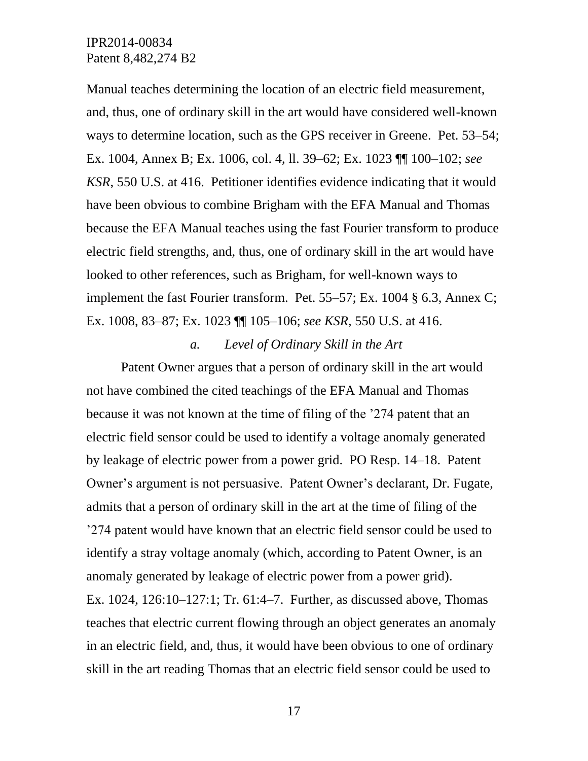Manual teaches determining the location of an electric field measurement, and, thus, one of ordinary skill in the art would have considered well-known ways to determine location, such as the GPS receiver in Greene. Pet. 53–54; Ex. 1004, Annex B; Ex. 1006, col. 4, ll. 39–62; Ex. 1023 ¶¶ 100–102; *see KSR*, 550 U.S. at 416. Petitioner identifies evidence indicating that it would have been obvious to combine Brigham with the EFA Manual and Thomas because the EFA Manual teaches using the fast Fourier transform to produce electric field strengths, and, thus, one of ordinary skill in the art would have looked to other references, such as Brigham, for well-known ways to implement the fast Fourier transform. Pet. 55–57; Ex. 1004 § 6.3, Annex C; Ex. 1008, 83–87; Ex. 1023 ¶¶ 105–106; *see KSR*, 550 U.S. at 416.

*a. Level of Ordinary Skill in the Art*

Patent Owner argues that a person of ordinary skill in the art would not have combined the cited teachings of the EFA Manual and Thomas because it was not known at the time of filing of the ’274 patent that an electric field sensor could be used to identify a voltage anomaly generated by leakage of electric power from a power grid. PO Resp. 14–18. Patent Owner’s argument is not persuasive. Patent Owner’s declarant, Dr. Fugate, admits that a person of ordinary skill in the art at the time of filing of the ’274 patent would have known that an electric field sensor could be used to identify a stray voltage anomaly (which, according to Patent Owner, is an anomaly generated by leakage of electric power from a power grid). Ex. 1024, 126:10–127:1; Tr. 61:4–7. Further, as discussed above, Thomas teaches that electric current flowing through an object generates an anomaly in an electric field, and, thus, it would have been obvious to one of ordinary skill in the art reading Thomas that an electric field sensor could be used to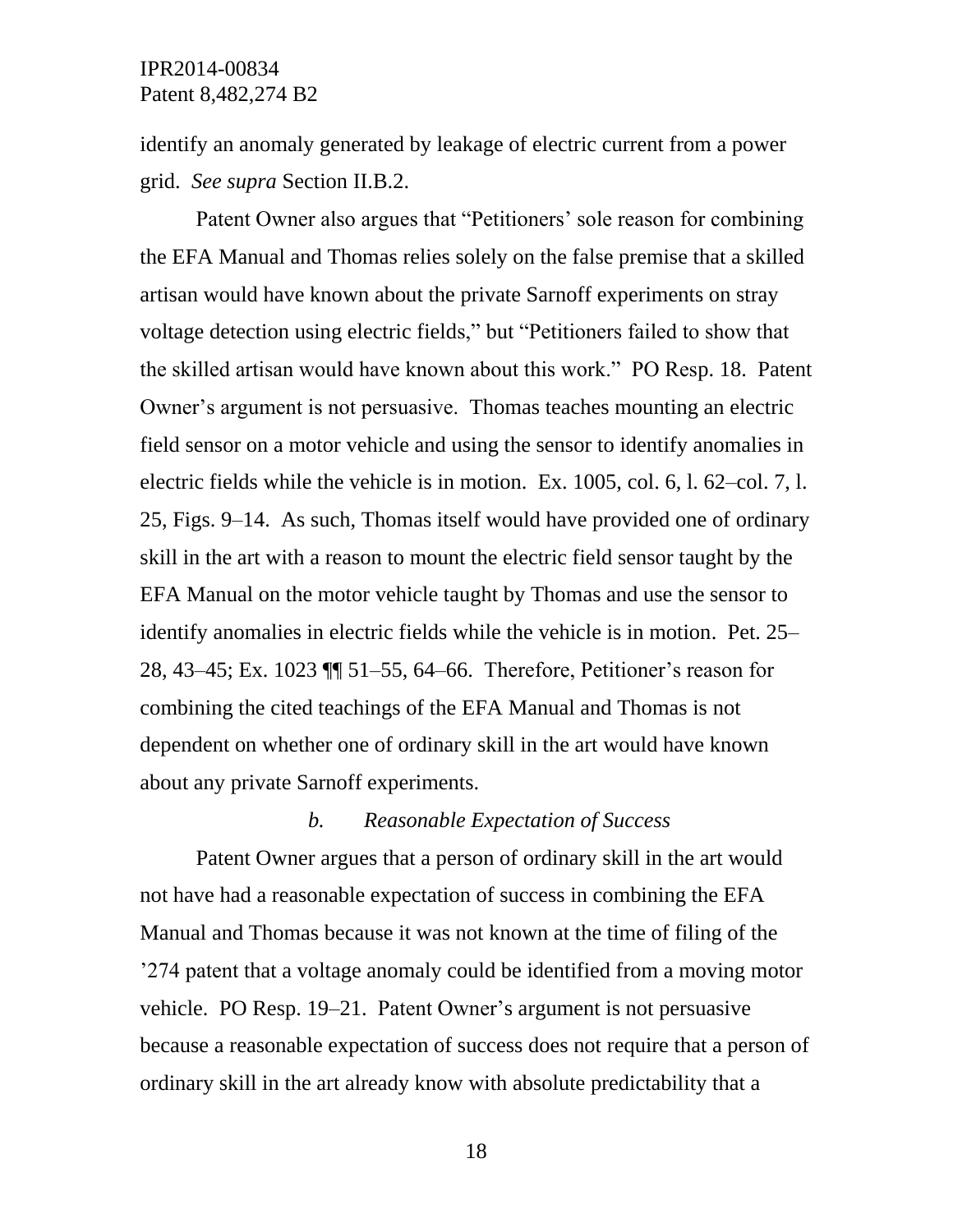identify an anomaly generated by leakage of electric current from a power grid. *See supra* Section II.B.2.

Patent Owner also argues that "Petitioners' sole reason for combining the EFA Manual and Thomas relies solely on the false premise that a skilled artisan would have known about the private Sarnoff experiments on stray voltage detection using electric fields," but "Petitioners failed to show that the skilled artisan would have known about this work." PO Resp. 18. Patent Owner's argument is not persuasive. Thomas teaches mounting an electric field sensor on a motor vehicle and using the sensor to identify anomalies in electric fields while the vehicle is in motion. Ex. 1005, col. 6, l. 62–col. 7, l. 25, Figs. 9–14. As such, Thomas itself would have provided one of ordinary skill in the art with a reason to mount the electric field sensor taught by the EFA Manual on the motor vehicle taught by Thomas and use the sensor to identify anomalies in electric fields while the vehicle is in motion. Pet. 25–28, 43–45; Ex. 1023 ¶¶ 51–55, 64–66. Therefore, Petitioner's reason for combining the cited teachings of the EFA Manual and Thomas is not dependent on whether one of ordinary skill in the art would have known about any private Sarnoff experiments.

*b. Reasonable Expectation of Success*

Patent Owner argues that a person of ordinary skill in the art would not have had a reasonable expectation of success in combining the EFA Manual and Thomas because it was not known at the time of filing of the '274 patent that a voltage anomaly could be identified from a moving motor vehicle. PO Resp. 19–21. Patent Owner's argument is not persuasive because a reasonable expectation of success does not require that a person of ordinary skill in the art already know with absolute predictability that a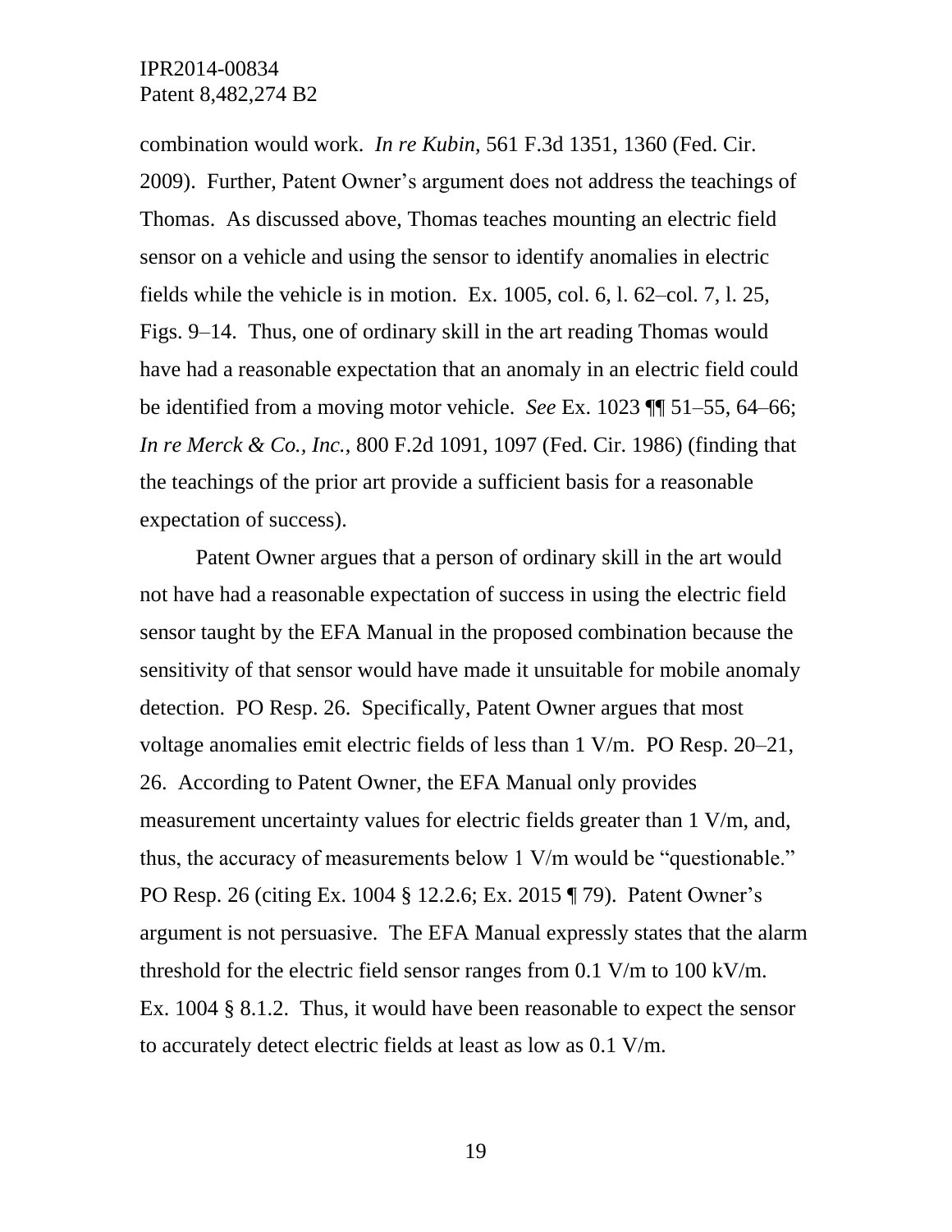combination would work. *In re Kubin*, 561 F.3d 1351, 1360 (Fed. Cir. 2009). Further, Patent Owner's argument does not address the teachings of Thomas. As discussed above, Thomas teaches mounting an electric field sensor on a vehicle and using the sensor to identify anomalies in electric fields while the vehicle is in motion. Ex. 1005, col. 6, l. 62–col. 7, l. 25, Figs. 9–14. Thus, one of ordinary skill in the art reading Thomas would have had a reasonable expectation that an anomaly in an electric field could be identified from a moving motor vehicle. *See* Ex. 1023 ¶¶ 51–55, 64–66; *In re Merck & Co., Inc.*, 800 F.2d 1091, 1097 (Fed. Cir. 1986) (finding that the teachings of the prior art provide a sufficient basis for a reasonable expectation of success).

Patent Owner argues that a person of ordinary skill in the art would not have had a reasonable expectation of success in using the electric field sensor taught by the EFA Manual in the proposed combination because the sensitivity of that sensor would have made it unsuitable for mobile anomaly detection. PO Resp. 26. Specifically, Patent Owner argues that most voltage anomalies emit electric fields of less than 1 V/m. PO Resp. 20–21, 26. According to Patent Owner, the EFA Manual only provides measurement uncertainty values for electric fields greater than 1 V/m, and, thus, the accuracy of measurements below 1 V/m would be "questionable." PO Resp. 26 (citing Ex. 1004 § 12.2.6; Ex. 2015 ¶ 79). Patent Owner's argument is not persuasive. The EFA Manual expressly states that the alarm threshold for the electric field sensor ranges from 0.1 V/m to 100 kV/m. Ex. 1004 § 8.1.2. Thus, it would have been reasonable to expect the sensor to accurately detect electric fields at least as low as 0.1 V/m.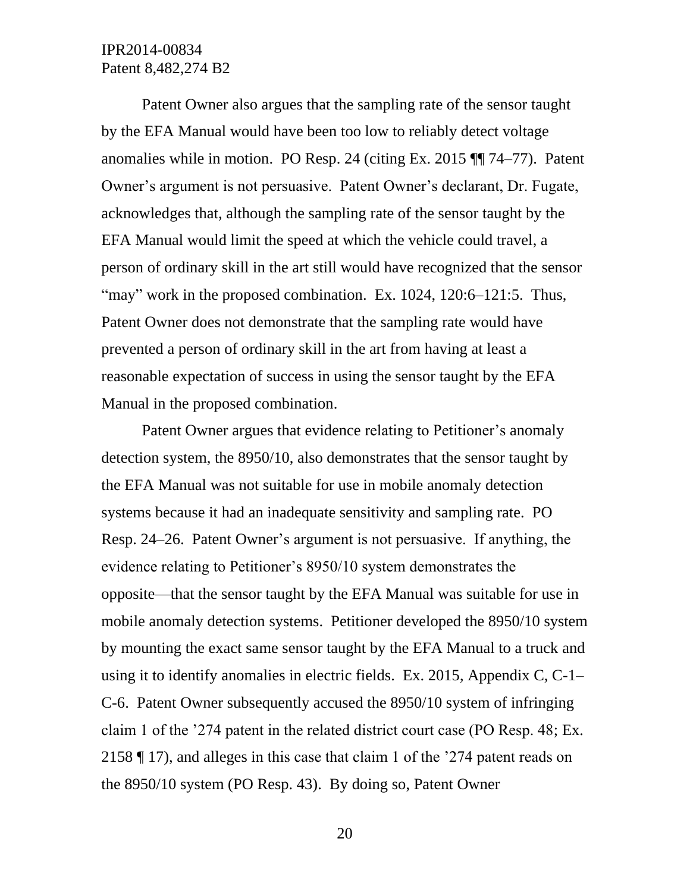Patent Owner also argues that the sampling rate of the sensor taught by the EFA Manual would have been too low to reliably detect voltage anomalies while in motion. PO Resp. 24 (citing Ex. 2015 ¶¶ 74–77). Patent Owner's argument is not persuasive. Patent Owner's declarant, Dr. Fugate, acknowledges that, although the sampling rate of the sensor taught by the EFA Manual would limit the speed at which the vehicle could travel, a person of ordinary skill in the art still would have recognized that the sensor "may" work in the proposed combination. Ex. 1024, 120:6–121:5. Thus, Patent Owner does not demonstrate that the sampling rate would have prevented a person of ordinary skill in the art from having at least a reasonable expectation of success in using the sensor taught by the EFA Manual in the proposed combination.

Patent Owner argues that evidence relating to Petitioner's anomaly detection system, the 8950/10, also demonstrates that the sensor taught by the EFA Manual was not suitable for use in mobile anomaly detection systems because it had an inadequate sensitivity and sampling rate. PO Resp. 24–26. Patent Owner's argument is not persuasive. If anything, the evidence relating to Petitioner's 8950/10 system demonstrates the opposite—that the sensor taught by the EFA Manual was suitable for use in mobile anomaly detection systems. Petitioner developed the 8950/10 system by mounting the exact same sensor taught by the EFA Manual to a truck and using it to identify anomalies in electric fields. Ex. 2015, Appendix C, C-1–C-6. Patent Owner subsequently accused the 8950/10 system of infringing claim 1 of the '274 patent in the related district court case (PO Resp. 48; Ex. 2158 ¶ 17), and alleges in this case that claim 1 of the '274 patent reads on the 8950/10 system (PO Resp. 43). By doing so, Patent Owner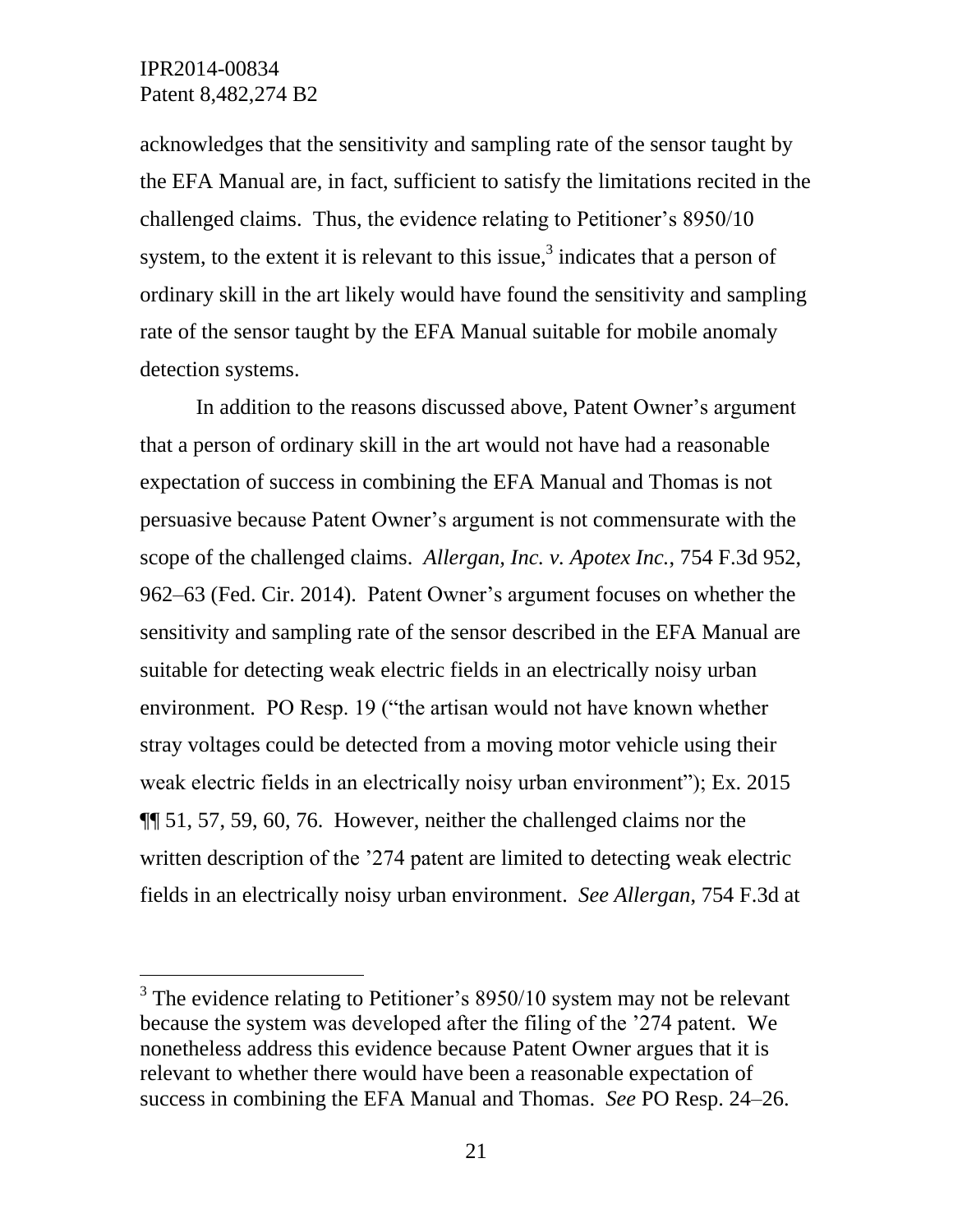acknowledges that the sensitivity and sampling rate of the sensor taught by the EFA Manual are, in fact, sufficient to satisfy the limitations recited in the challenged claims. Thus, the evidence relating to Petitioner's 8950/10 system, to the extent it is relevant to this issue,[3] indicates that a person of ordinary skill in the art likely would have found the sensitivity and sampling rate of the sensor taught by the EFA Manual suitable for mobile anomaly detection systems.

In addition to the reasons discussed above, Patent Owner's argument that a person of ordinary skill in the art would not have had a reasonable expectation of success in combining the EFA Manual and Thomas is not persuasive because Patent Owner's argument is not commensurate with the scope of the challenged claims. *Allergan, Inc. v. Apotex Inc.*, 754 F.3d 952, 962–63 (Fed. Cir. 2014). Patent Owner's argument focuses on whether the sensitivity and sampling rate of the sensor described in the EFA Manual are suitable for detecting weak electric fields in an electrically noisy urban environment. PO Resp. 19 ("the artisan would not have known whether stray voltages could be detected from a moving motor vehicle using their weak electric fields in an electrically noisy urban environment"); Ex. 2015 ¶¶ 51, 57, 59, 60, 76. However, neither the challenged claims nor the written description of the '274 patent are limited to detecting weak electric fields in an electrically noisy urban environment. *See Allergan*, 754 F.3d at

---

[3] The evidence relating to Petitioner's 8950/10 system may not be relevant because the system was developed after the filing of the '274 patent. We nonetheless address this evidence because Patent Owner argues that it is relevant to whether there would have been a reasonable expectation of success in combining the EFA Manual and Thomas. *See* PO Resp. 24–26.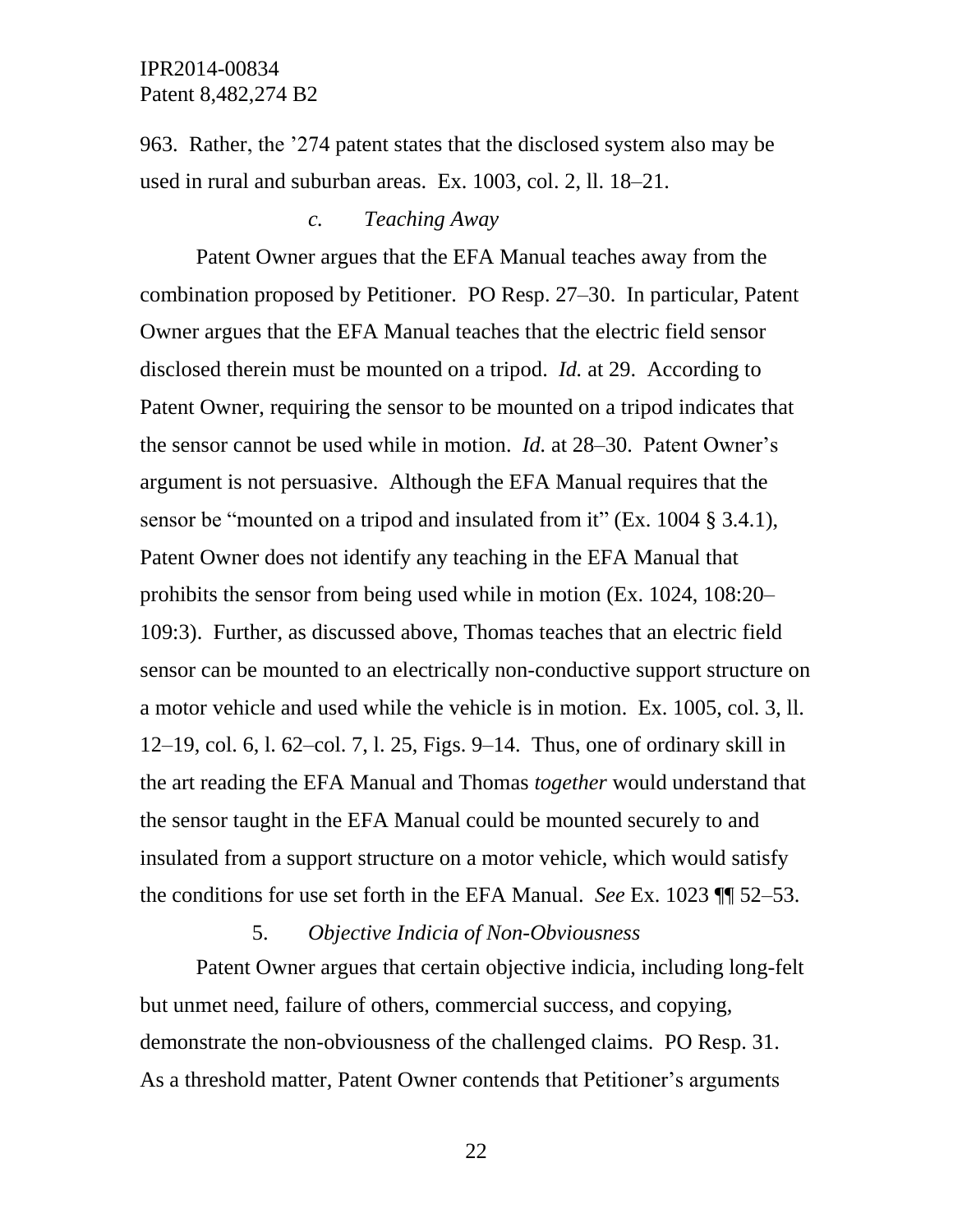963. Rather, the '274 patent states that the disclosed system also may be used in rural and suburban areas. Ex. 1003, col. 2, ll. 18–21.

#### c. *Teaching Away*

Patent Owner argues that the EFA Manual teaches away from the combination proposed by Petitioner. PO Resp. 27–30. In particular, Patent Owner argues that the EFA Manual teaches that the electric field sensor disclosed therein must be mounted on a tripod. *Id.* at 29. According to Patent Owner, requiring the sensor to be mounted on a tripod indicates that the sensor cannot be used while in motion. *Id.* at 28–30. Patent Owner's argument is not persuasive. Although the EFA Manual requires that the sensor be "mounted on a tripod and insulated from it" (Ex. 1004 § 3.4.1), Patent Owner does not identify any teaching in the EFA Manual that prohibits the sensor from being used while in motion (Ex. 1024, 108:20–109:3). Further, as discussed above, Thomas teaches that an electric field sensor can be mounted to an electrically non-conductive support structure on a motor vehicle and used while the vehicle is in motion. Ex. 1005, col. 3, ll. 12–19, col. 6, l. 62–col. 7, l. 25, Figs. 9–14. Thus, one of ordinary skill in the art reading the EFA Manual and Thomas *together* would understand that the sensor taught in the EFA Manual could be mounted securely to and insulated from a support structure on a motor vehicle, which would satisfy the conditions for use set forth in the EFA Manual. *See* Ex. 1023 ¶¶ 52–53.

### 5. *Objective Indicia of Non-Obviousness*

Patent Owner argues that certain objective indicia, including long-felt but unmet need, failure of others, commercial success, and copying, demonstrate the non-obviousness of the challenged claims. PO Resp. 31. As a threshold matter, Patent Owner contends that Petitioner's arguments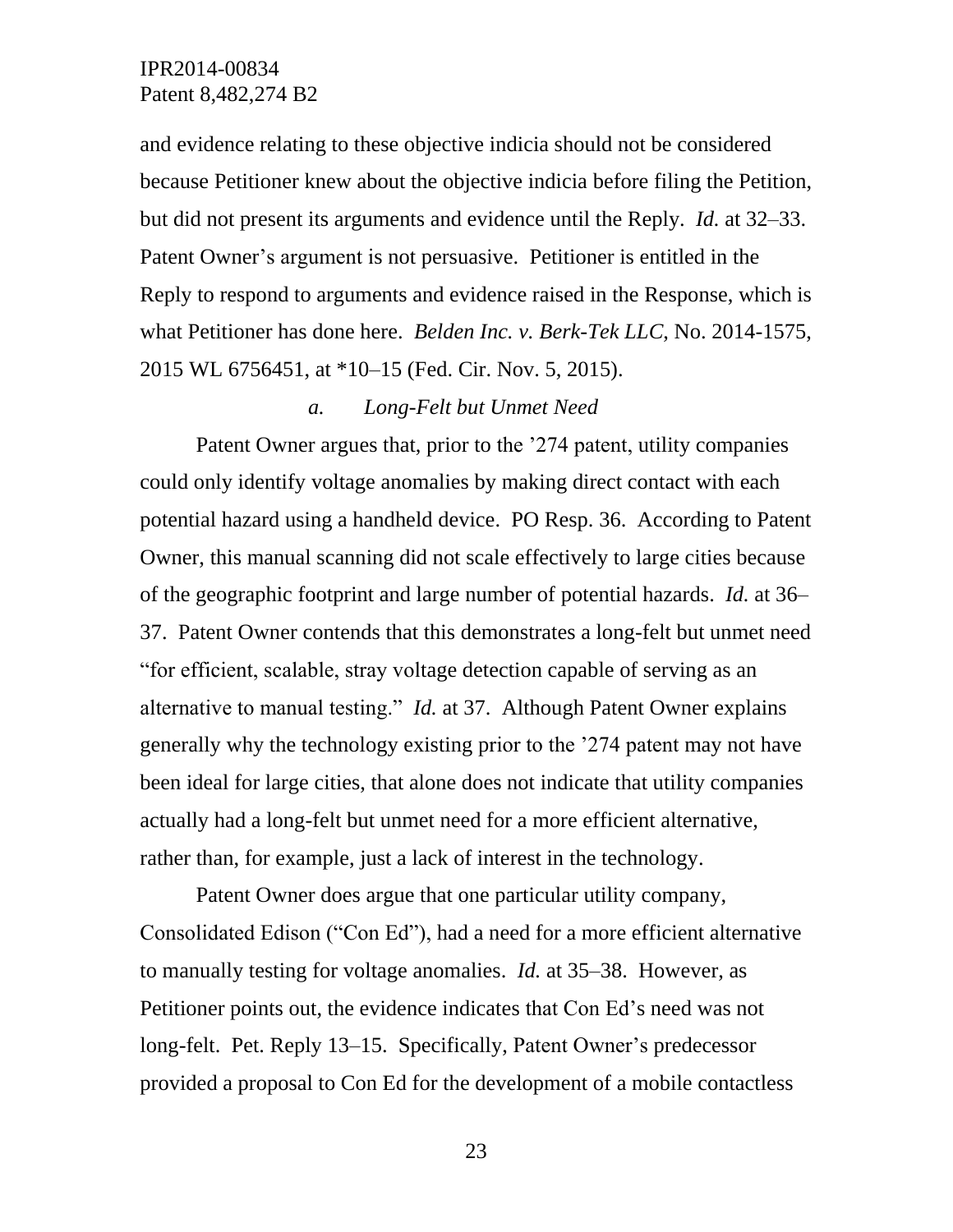and evidence relating to these objective indicia should not be considered because Petitioner knew about the objective indicia before filing the Petition, but did not present its arguments and evidence until the Reply. *Id.* at 32–33. Patent Owner's argument is not persuasive. Petitioner is entitled in the Reply to respond to arguments and evidence raised in the Response, which is what Petitioner has done here. *Belden Inc. v. Berk-Tek LLC*, No. 2014-1575, 2015 WL 6756451, at *10–15 (Fed. Cir. Nov. 5, 2015).

#### *a. Long-Felt but Unmet Need*

Patent Owner argues that, prior to the '274 patent, utility companies could only identify voltage anomalies by making direct contact with each potential hazard using a handheld device. PO Resp. 36. According to Patent Owner, this manual scanning did not scale effectively to large cities because of the geographic footprint and large number of potential hazards. *Id.* at 36–37. Patent Owner contends that this demonstrates a long-felt but unmet need "for efficient, scalable, stray voltage detection capable of serving as an alternative to manual testing." *Id.* at 37. Although Patent Owner explains generally why the technology existing prior to the '274 patent may not have been ideal for large cities, that alone does not indicate that utility companies actually had a long-felt but unmet need for a more efficient alternative, rather than, for example, just a lack of interest in the technology.

Patent Owner does argue that one particular utility company, Consolidated Edison ("Con Ed"), had a need for a more efficient alternative to manually testing for voltage anomalies. *Id.* at 35–38. However, as Petitioner points out, the evidence indicates that Con Ed's need was not long-felt. Pet. Reply 13–15. Specifically, Patent Owner's predecessor provided a proposal to Con Ed for the development of a mobile contactless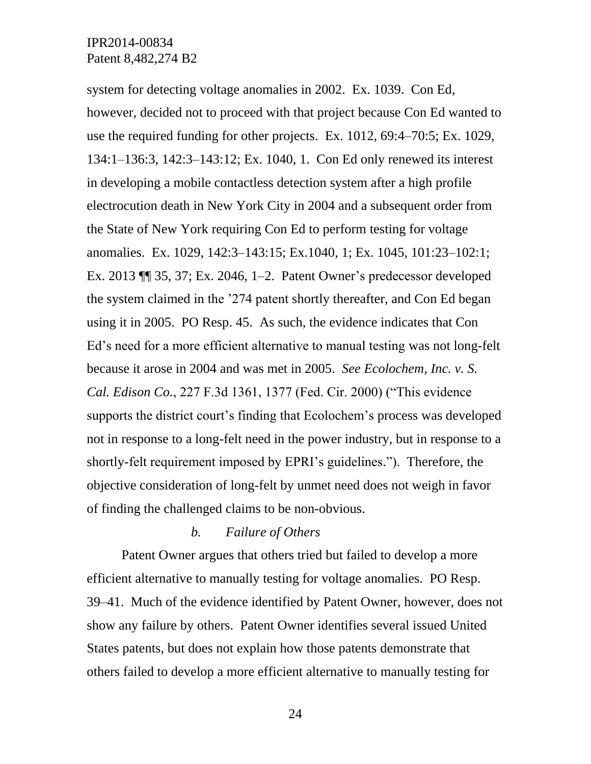system for detecting voltage anomalies in 2002. Ex. 1039. Con Ed, however, decided not to proceed with that project because Con Ed wanted to use the required funding for other projects. Ex. 1012, 69:4–70:5; Ex. 1029, 134:1–136:3, 142:3–143:12; Ex. 1040, 1. Con Ed only renewed its interest in developing a mobile contactless detection system after a high profile electrocution death in New York City in 2004 and a subsequent order from the State of New York requiring Con Ed to perform testing for voltage anomalies. Ex. 1029, 142:3–143:15; Ex.1040, 1; Ex. 1045, 101:23–102:1; Ex. 2013 ¶¶ 35, 37; Ex. 2046, 1–2. Patent Owner's predecessor developed the system claimed in the '274 patent shortly thereafter, and Con Ed began using it in 2005. PO Resp. 45. As such, the evidence indicates that Con Ed's need for a more efficient alternative to manual testing was not long-felt because it arose in 2004 and was met in 2005. *See Ecolochem, Inc. v. S. Cal. Edison Co.*, 227 F.3d 1361, 1377 (Fed. Cir. 2000) ("This evidence supports the district court's finding that Ecolochem's process was developed not in response to a long-felt need in the power industry, but in response to a shortly-felt requirement imposed by EPRI's guidelines."). Therefore, the objective consideration of long-felt by unmet need does not weigh in favor of finding the challenged claims to be non-obvious.

*b. Failure of Others*

Patent Owner argues that others tried but failed to develop a more efficient alternative to manually testing for voltage anomalies. PO Resp. 39–41. Much of the evidence identified by Patent Owner, however, does not show any failure by others. Patent Owner identifies several issued United States patents, but does not explain how those patents demonstrate that others failed to develop a more efficient alternative to manually testing for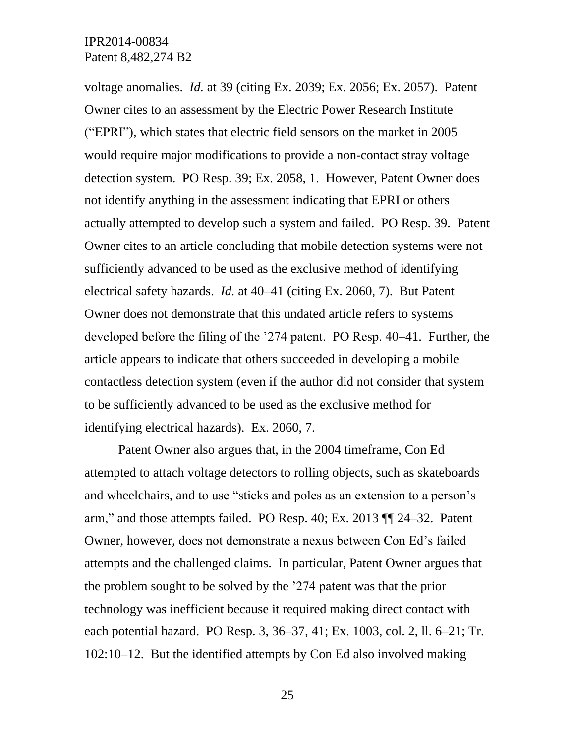voltage anomalies. *Id.* at 39 (citing Ex. 2039; Ex. 2056; Ex. 2057). Patent Owner cites to an assessment by the Electric Power Research Institute ("EPRI"), which states that electric field sensors on the market in 2005 would require major modifications to provide a non-contact stray voltage detection system. PO Resp. 39; Ex. 2058, 1. However, Patent Owner does not identify anything in the assessment indicating that EPRI or others actually attempted to develop such a system and failed. PO Resp. 39. Patent Owner cites to an article concluding that mobile detection systems were not sufficiently advanced to be used as the exclusive method of identifying electrical safety hazards. *Id.* at 40–41 (citing Ex. 2060, 7). But Patent Owner does not demonstrate that this undated article refers to systems developed before the filing of the '274 patent. PO Resp. 40–41. Further, the article appears to indicate that others succeeded in developing a mobile contactless detection system (even if the author did not consider that system to be sufficiently advanced to be used as the exclusive method for identifying electrical hazards). Ex. 2060, 7.

Patent Owner also argues that, in the 2004 timeframe, Con Ed attempted to attach voltage detectors to rolling objects, such as skateboards and wheelchairs, and to use "sticks and poles as an extension to a person's arm," and those attempts failed. PO Resp. 40; Ex. 2013 ¶¶ 24–32. Patent Owner, however, does not demonstrate a nexus between Con Ed's failed attempts and the challenged claims. In particular, Patent Owner argues that the problem sought to be solved by the '274 patent was that the prior technology was inefficient because it required making direct contact with each potential hazard. PO Resp. 3, 36–37, 41; Ex. 1003, col. 2, ll. 6–21; Tr. 102:10–12. But the identified attempts by Con Ed also involved making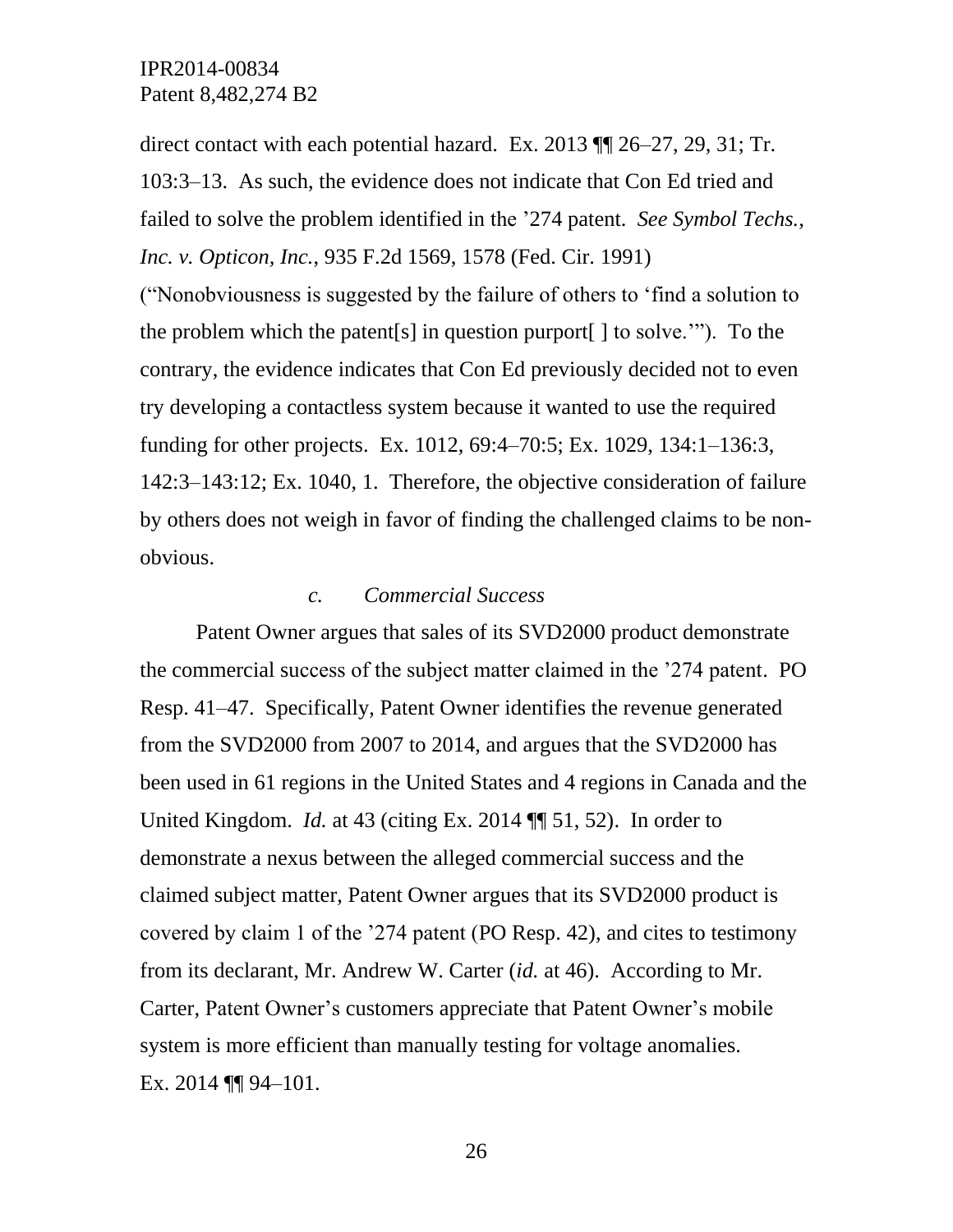direct contact with each potential hazard. Ex. 2013 ¶¶ 26–27, 29, 31; Tr. 103:3–13. As such, the evidence does not indicate that Con Ed tried and failed to solve the problem identified in the ’274 patent. *See Symbol Techs., Inc. v. Opticon, Inc.*, 935 F.2d 1569, 1578 (Fed. Cir. 1991) (“Nonobviousness is suggested by the failure of others to ‘find a solution to the problem which the patent[s] in question purport[ ] to solve.’”). To the contrary, the evidence indicates that Con Ed previously decided not to even try developing a contactless system because it wanted to use the required funding for other projects. Ex. 1012, 69:4–70:5; Ex. 1029, 134:1–136:3, 142:3–143:12; Ex. 1040, 1. Therefore, the objective consideration of failure by others does not weigh in favor of finding the challenged claims to be non-obvious.

#### *c. Commercial Success*

Patent Owner argues that sales of its SVD2000 product demonstrate the commercial success of the subject matter claimed in the ’274 patent. PO Resp. 41–47. Specifically, Patent Owner identifies the revenue generated from the SVD2000 from 2007 to 2014, and argues that the SVD2000 has been used in 61 regions in the United States and 4 regions in Canada and the United Kingdom. *Id.* at 43 (citing Ex. 2014 ¶¶ 51, 52). In order to demonstrate a nexus between the alleged commercial success and the claimed subject matter, Patent Owner argues that its SVD2000 product is covered by claim 1 of the ’274 patent (PO Resp. 42), and cites to testimony from its declarant, Mr. Andrew W. Carter (*id.* at 46). According to Mr. Carter, Patent Owner’s customers appreciate that Patent Owner’s mobile system is more efficient than manually testing for voltage anomalies. Ex. 2014 ¶¶ 94–101.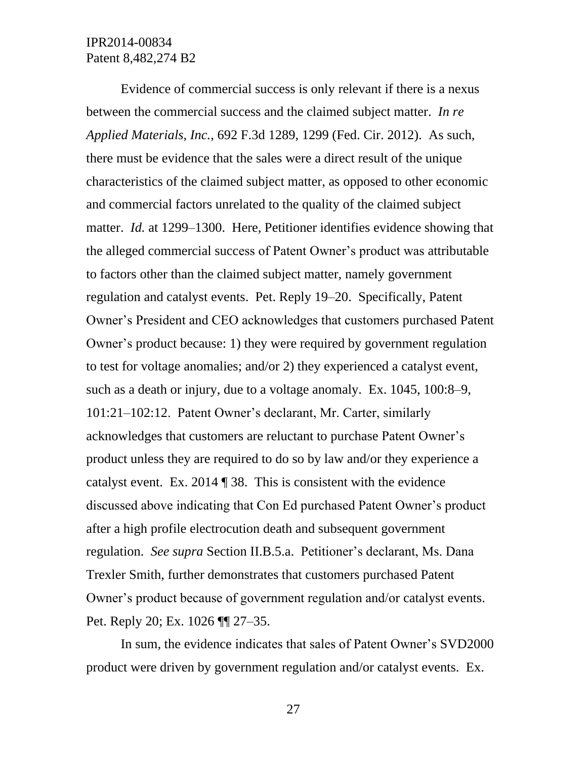Evidence of commercial success is only relevant if there is a nexus between the commercial success and the claimed subject matter. *In re Applied Materials, Inc.*, 692 F.3d 1289, 1299 (Fed. Cir. 2012). As such, there must be evidence that the sales were a direct result of the unique characteristics of the claimed subject matter, as opposed to other economic and commercial factors unrelated to the quality of the claimed subject matter. *Id.* at 1299–1300. Here, Petitioner identifies evidence showing that the alleged commercial success of Patent Owner's product was attributable to factors other than the claimed subject matter, namely government regulation and catalyst events. Pet. Reply 19–20. Specifically, Patent Owner's President and CEO acknowledges that customers purchased Patent Owner's product because: 1) they were required by government regulation to test for voltage anomalies; and/or 2) they experienced a catalyst event, such as a death or injury, due to a voltage anomaly. Ex. 1045, 100:8–9, 101:21–102:12. Patent Owner's declarant, Mr. Carter, similarly acknowledges that customers are reluctant to purchase Patent Owner's product unless they are required to do so by law and/or they experience a catalyst event. Ex. 2014 ¶ 38. This is consistent with the evidence discussed above indicating that Con Ed purchased Patent Owner's product after a high profile electrocution death and subsequent government regulation. *See supra* Section II.B.5.a. Petitioner's declarant, Ms. Dana Trexler Smith, further demonstrates that customers purchased Patent Owner's product because of government regulation and/or catalyst events. Pet. Reply 20; Ex. 1026 ¶¶ 27–35.

In sum, the evidence indicates that sales of Patent Owner's SVD2000 product were driven by government regulation and/or catalyst events. Ex.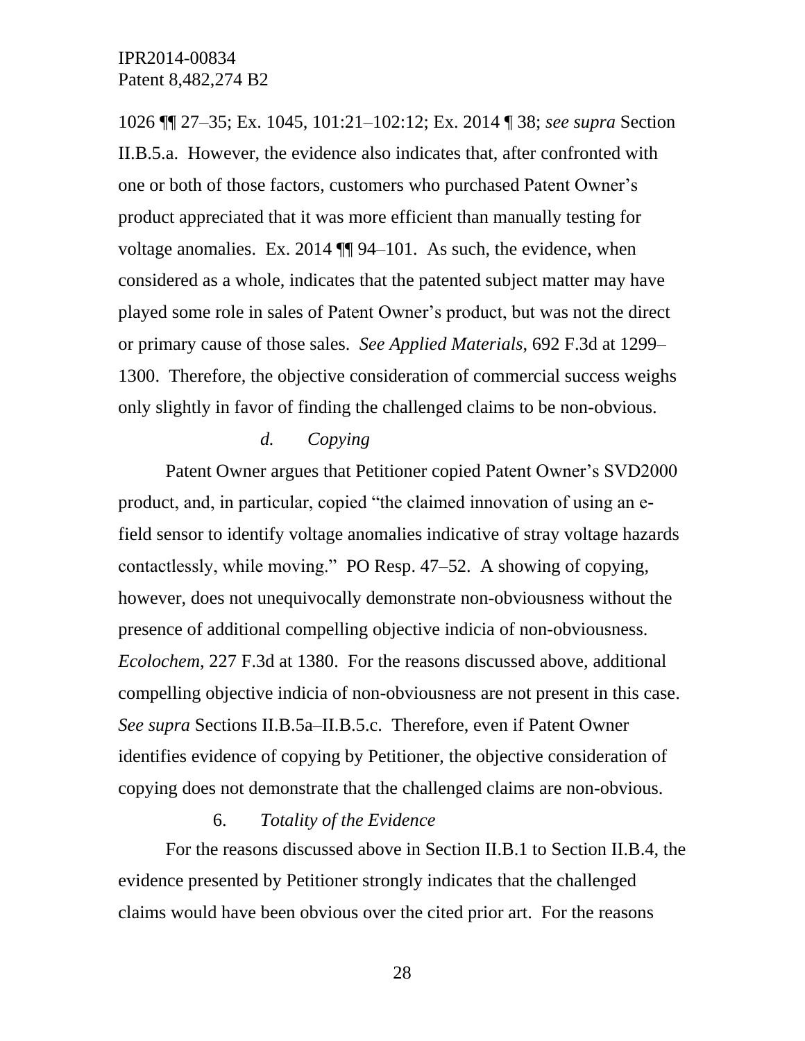1026 ¶¶ 27–35; Ex. 1045, 101:21–102:12; Ex. 2014 ¶ 38; *see supra* Section II.B.5.a. However, the evidence also indicates that, after confronted with one or both of those factors, customers who purchased Patent Owner's product appreciated that it was more efficient than manually testing for voltage anomalies. Ex. 2014 ¶¶ 94–101. As such, the evidence, when considered as a whole, indicates that the patented subject matter may have played some role in sales of Patent Owner's product, but was not the direct or primary cause of those sales. *See Applied Materials*, 692 F.3d at 1299–1300. Therefore, the objective consideration of commercial success weighs only slightly in favor of finding the challenged claims to be non-obvious.

#### *d. Copying*

Patent Owner argues that Petitioner copied Patent Owner's SVD2000 product, and, in particular, copied "the claimed innovation of using an e-field sensor to identify voltage anomalies indicative of stray voltage hazards contactlessly, while moving." PO Resp. 47–52. A showing of copying, however, does not unequivocally demonstrate non-obviousness without the presence of additional compelling objective indicia of non-obviousness. *Ecolochem*, 227 F.3d at 1380. For the reasons discussed above, additional compelling objective indicia of non-obviousness are not present in this case. *See supra* Sections II.B.5a–II.B.5.c. Therefore, even if Patent Owner identifies evidence of copying by Petitioner, the objective consideration of copying does not demonstrate that the challenged claims are non-obvious.

### 6. *Totality of the Evidence*

For the reasons discussed above in Section II.B.1 to Section II.B.4, the evidence presented by Petitioner strongly indicates that the challenged claims would have been obvious over the cited prior art. For the reasons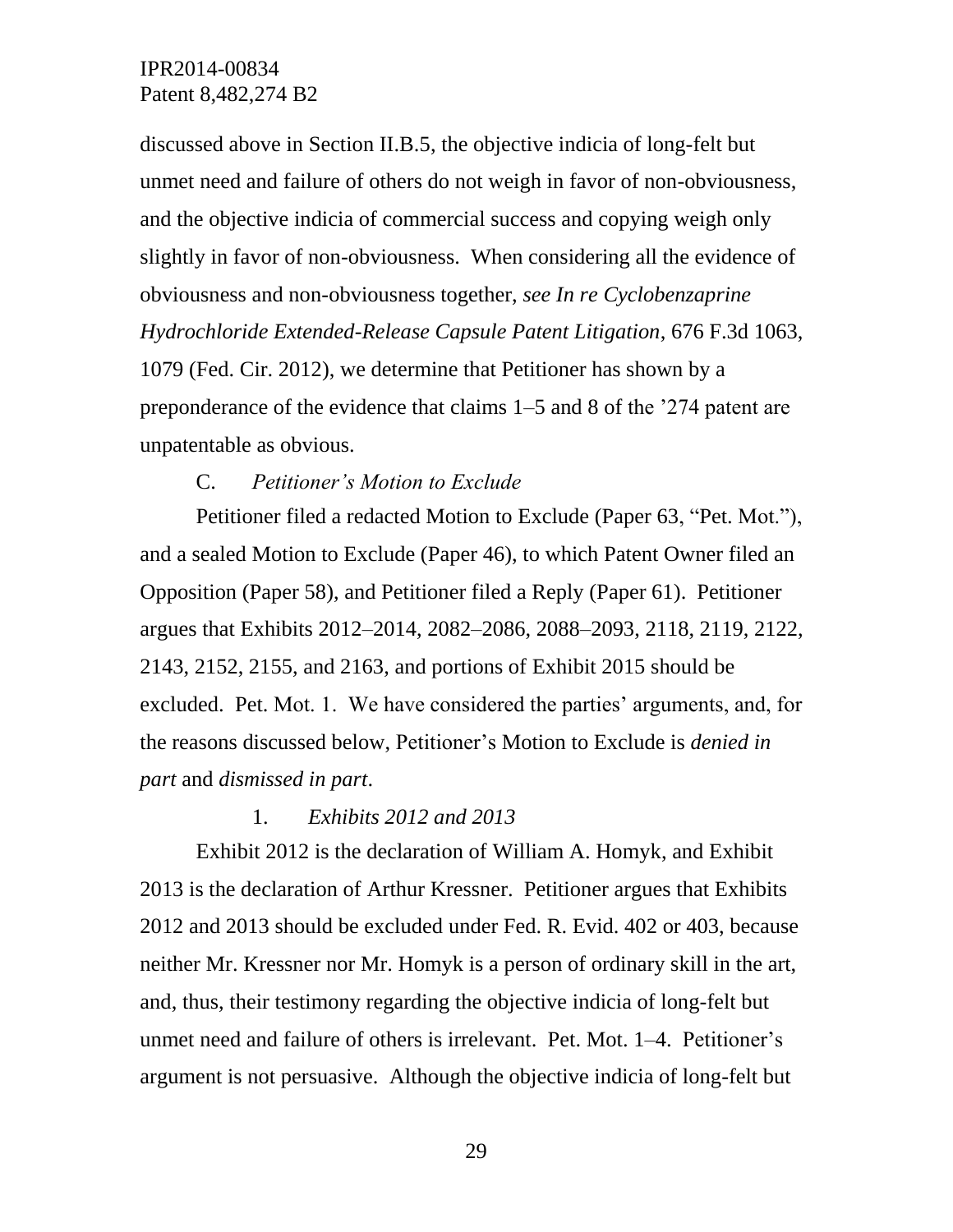discussed above in Section II.B.5, the objective indicia of long-felt but unmet need and failure of others do not weigh in favor of non-obviousness, and the objective indicia of commercial success and copying weigh only slightly in favor of non-obviousness. When considering all the evidence of obviousness and non-obviousness together, *see In re Cyclobenzaprine Hydrochloride Extended-Release Capsule Patent Litigation*, 676 F.3d 1063, 1079 (Fed. Cir. 2012), we determine that Petitioner has shown by a preponderance of the evidence that claims 1–5 and 8 of the '274 patent are unpatentable as obvious.

### C. *Petitioner's Motion to Exclude*

Petitioner filed a redacted Motion to Exclude (Paper 63, "Pet. Mot."), and a sealed Motion to Exclude (Paper 46), to which Patent Owner filed an Opposition (Paper 58), and Petitioner filed a Reply (Paper 61). Petitioner argues that Exhibits 2012–2014, 2082–2086, 2088–2093, 2118, 2119, 2122, 2143, 2152, 2155, and 2163, and portions of Exhibit 2015 should be excluded. Pet. Mot. 1. We have considered the parties' arguments, and, for the reasons discussed below, Petitioner's Motion to Exclude is *denied in part* and *dismissed in part*.

#### 1. *Exhibits 2012 and 2013*

Exhibit 2012 is the declaration of William A. Homyk, and Exhibit 2013 is the declaration of Arthur Kressner. Petitioner argues that Exhibits 2012 and 2013 should be excluded under Fed. R. Evid. 402 or 403, because neither Mr. Kressner nor Mr. Homyk is a person of ordinary skill in the art, and, thus, their testimony regarding the objective indicia of long-felt but unmet need and failure of others is irrelevant. Pet. Mot. 1–4. Petitioner's argument is not persuasive. Although the objective indicia of long-felt but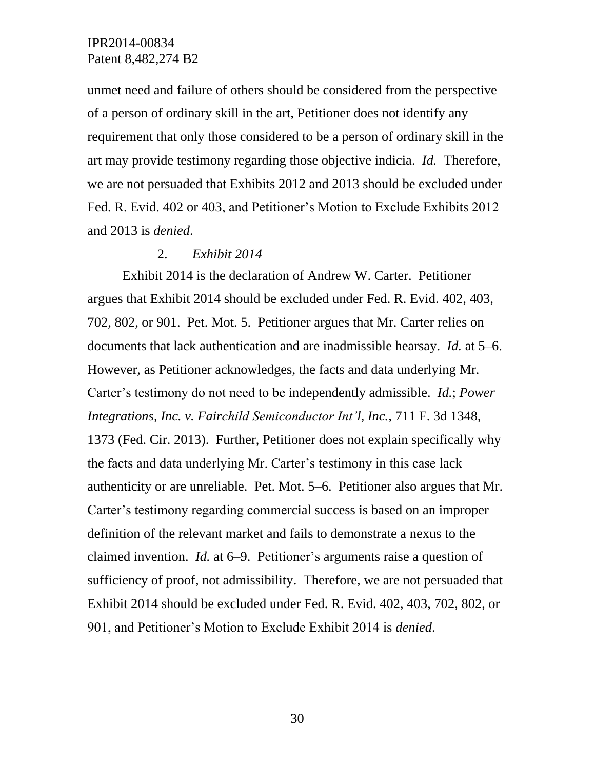unmet need and failure of others should be considered from the perspective of a person of ordinary skill in the art, Petitioner does not identify any requirement that only those considered to be a person of ordinary skill in the art may provide testimony regarding those objective indicia. *Id.* Therefore, we are not persuaded that Exhibits 2012 and 2013 should be excluded under Fed. R. Evid. 402 or 403, and Petitioner's Motion to Exclude Exhibits 2012 and 2013 is *denied*.

#### 2. *Exhibit 2014*

Exhibit 2014 is the declaration of Andrew W. Carter. Petitioner argues that Exhibit 2014 should be excluded under Fed. R. Evid. 402, 403, 702, 802, or 901. Pet. Mot. 5. Petitioner argues that Mr. Carter relies on documents that lack authentication and are inadmissible hearsay. *Id.* at 5–6. However, as Petitioner acknowledges, the facts and data underlying Mr. Carter's testimony do not need to be independently admissible. *Id.*; *Power Integrations, Inc. v. Fairchild Semiconductor Int'l, Inc.*, 711 F. 3d 1348, 1373 (Fed. Cir. 2013). Further, Petitioner does not explain specifically why the facts and data underlying Mr. Carter's testimony in this case lack authenticity or are unreliable. Pet. Mot. 5–6. Petitioner also argues that Mr. Carter's testimony regarding commercial success is based on an improper definition of the relevant market and fails to demonstrate a nexus to the claimed invention. *Id.* at 6–9. Petitioner's arguments raise a question of sufficiency of proof, not admissibility. Therefore, we are not persuaded that Exhibit 2014 should be excluded under Fed. R. Evid. 402, 403, 702, 802, or 901, and Petitioner's Motion to Exclude Exhibit 2014 is *denied*.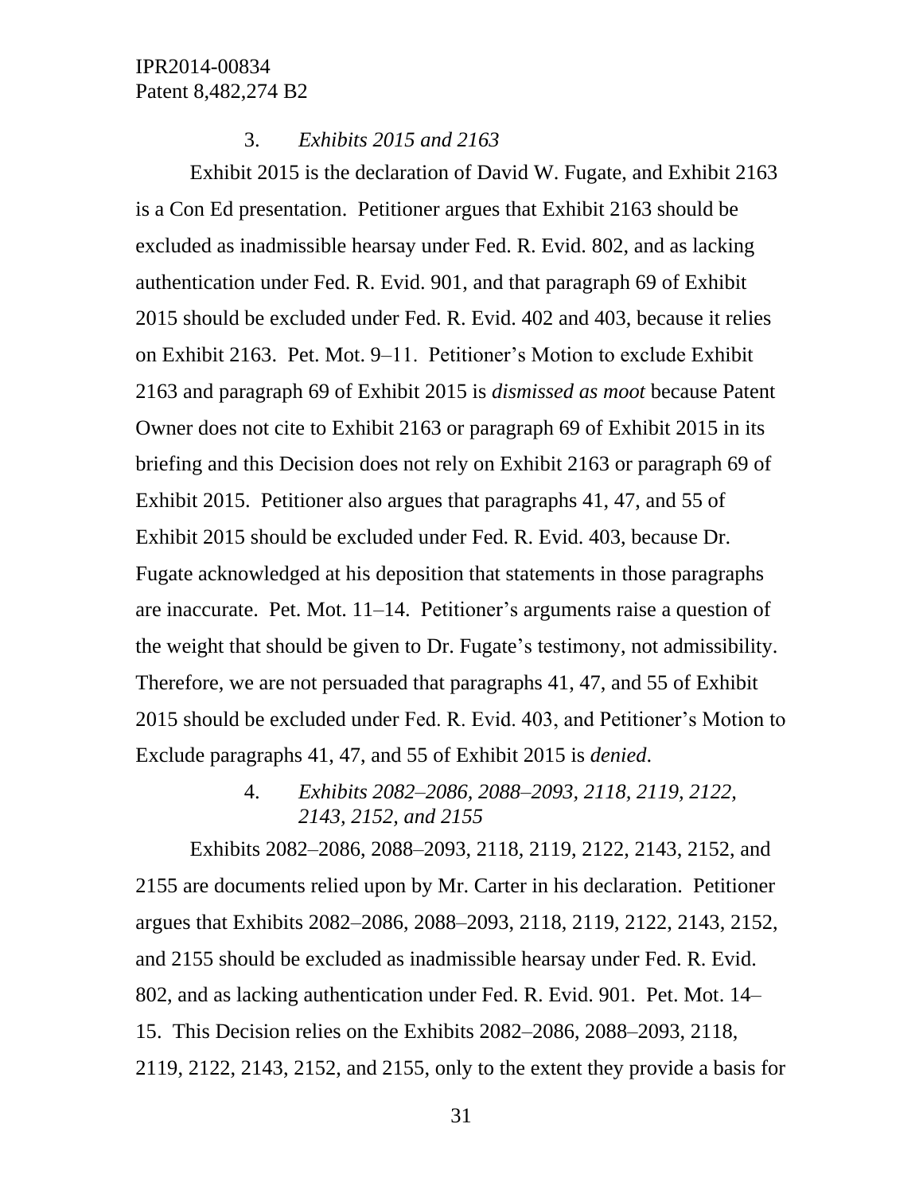### 3. *Exhibits 2015 and 2163*

Exhibit 2015 is the declaration of David W. Fugate, and Exhibit 2163 is a Con Ed presentation. Petitioner argues that Exhibit 2163 should be excluded as inadmissible hearsay under Fed. R. Evid. 802, and as lacking authentication under Fed. R. Evid. 901, and that paragraph 69 of Exhibit 2015 should be excluded under Fed. R. Evid. 402 and 403, because it relies on Exhibit 2163. Pet. Mot. 9–11. Petitioner's Motion to exclude Exhibit 2163 and paragraph 69 of Exhibit 2015 is *dismissed as moot* because Patent Owner does not cite to Exhibit 2163 or paragraph 69 of Exhibit 2015 in its briefing and this Decision does not rely on Exhibit 2163 or paragraph 69 of Exhibit 2015. Petitioner also argues that paragraphs 41, 47, and 55 of Exhibit 2015 should be excluded under Fed. R. Evid. 403, because Dr. Fugate acknowledged at his deposition that statements in those paragraphs are inaccurate. Pet. Mot. 11–14. Petitioner's arguments raise a question of the weight that should be given to Dr. Fugate's testimony, not admissibility. Therefore, we are not persuaded that paragraphs 41, 47, and 55 of Exhibit 2015 should be excluded under Fed. R. Evid. 403, and Petitioner's Motion to Exclude paragraphs 41, 47, and 55 of Exhibit 2015 is *denied*.

### 4. *Exhibits 2082–2086, 2088–2093, 2118, 2119, 2122, 2143, 2152, and 2155*

Exhibits 2082–2086, 2088–2093, 2118, 2119, 2122, 2143, 2152, and 2155 are documents relied upon by Mr. Carter in his declaration. Petitioner argues that Exhibits 2082–2086, 2088–2093, 2118, 2119, 2122, 2143, 2152, and 2155 should be excluded as inadmissible hearsay under Fed. R. Evid. 802, and as lacking authentication under Fed. R. Evid. 901. Pet. Mot. 14–15. This Decision relies on the Exhibits 2082–2086, 2088–2093, 2118, 2119, 2122, 2143, 2152, and 2155, only to the extent they provide a basis for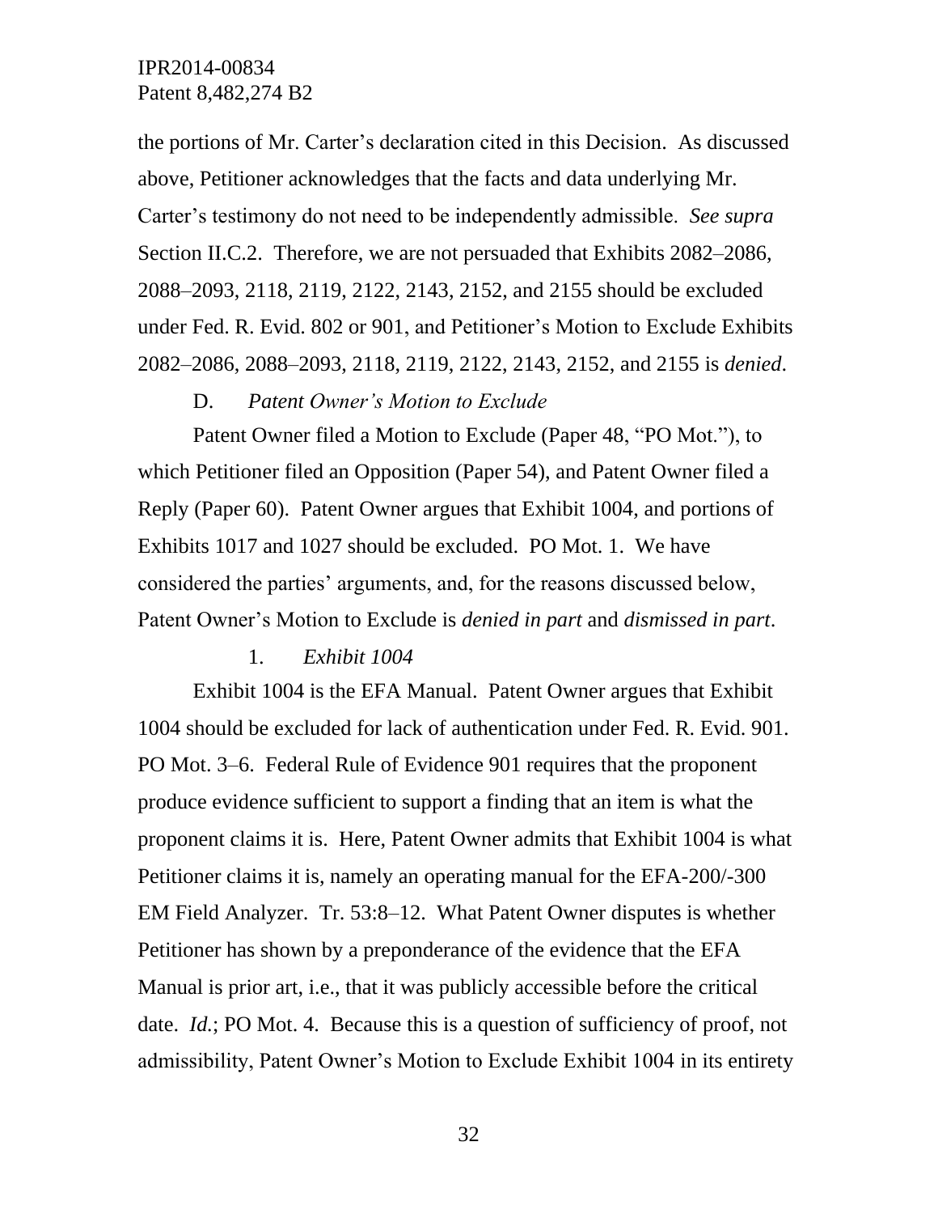the portions of Mr. Carter's declaration cited in this Decision. As discussed above, Petitioner acknowledges that the facts and data underlying Mr. Carter's testimony do not need to be independently admissible. *See supra* Section II.C.2. Therefore, we are not persuaded that Exhibits 2082–2086, 2088–2093, 2118, 2119, 2122, 2143, 2152, and 2155 should be excluded under Fed. R. Evid. 802 or 901, and Petitioner's Motion to Exclude Exhibits 2082–2086, 2088–2093, 2118, 2119, 2122, 2143, 2152, and 2155 is *denied*.

### D. *Patent Owner's Motion to Exclude*

Patent Owner filed a Motion to Exclude (Paper 48, "PO Mot."), to which Petitioner filed an Opposition (Paper 54), and Patent Owner filed a Reply (Paper 60). Patent Owner argues that Exhibit 1004, and portions of Exhibits 1017 and 1027 should be excluded. PO Mot. 1. We have considered the parties' arguments, and, for the reasons discussed below, Patent Owner's Motion to Exclude is *denied in part* and *dismissed in part*.

#### 1. *Exhibit 1004*

Exhibit 1004 is the EFA Manual. Patent Owner argues that Exhibit 1004 should be excluded for lack of authentication under Fed. R. Evid. 901. PO Mot. 3–6. Federal Rule of Evidence 901 requires that the proponent produce evidence sufficient to support a finding that an item is what the proponent claims it is. Here, Patent Owner admits that Exhibit 1004 is what Petitioner claims it is, namely an operating manual for the EFA-200/-300 EM Field Analyzer. Tr. 53:8–12. What Patent Owner disputes is whether Petitioner has shown by a preponderance of the evidence that the EFA Manual is prior art, i.e., that it was publicly accessible before the critical date. *Id.*; PO Mot. 4. Because this is a question of sufficiency of proof, not admissibility, Patent Owner's Motion to Exclude Exhibit 1004 in its entirety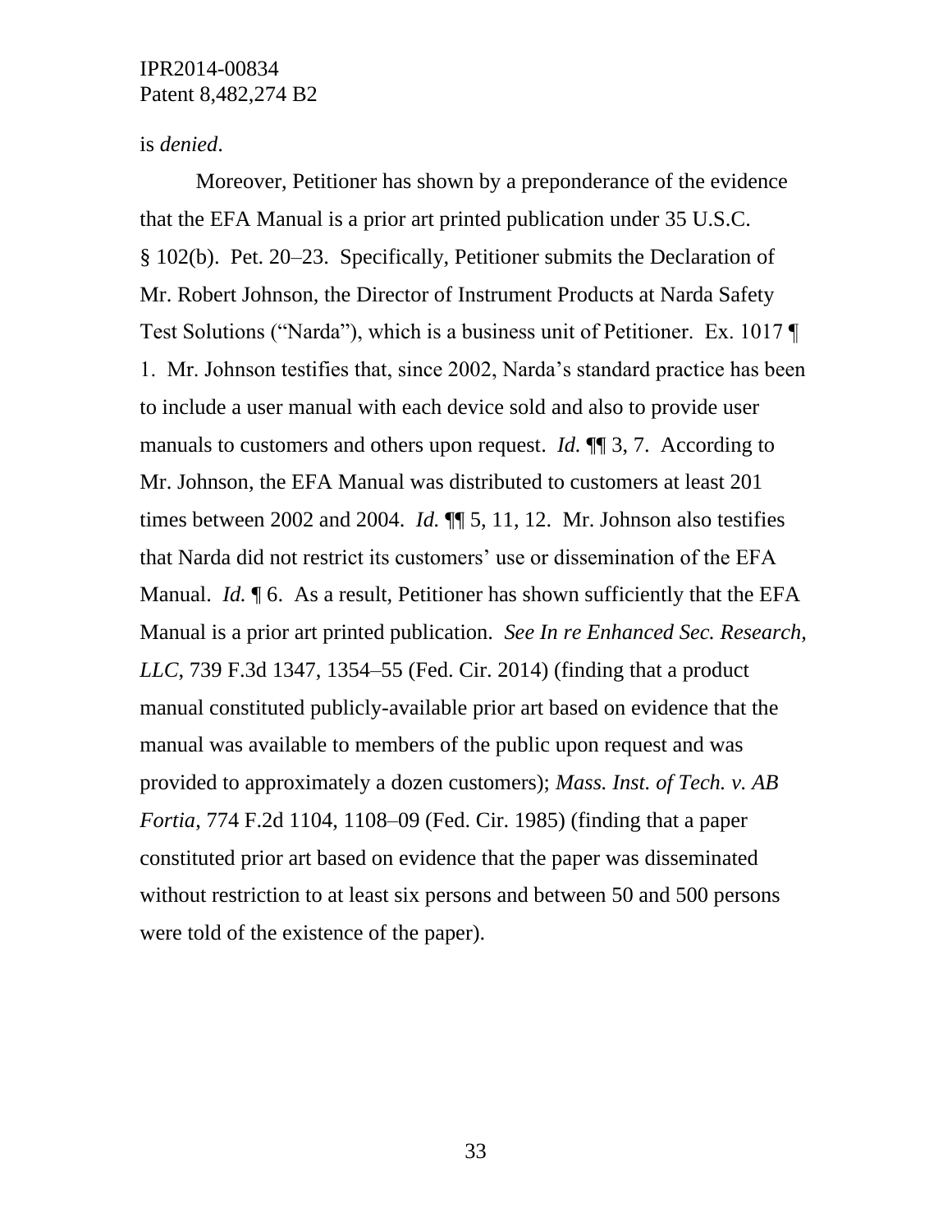is *denied*.

Moreover, Petitioner has shown by a preponderance of the evidence that the EFA Manual is a prior art printed publication under 35 U.S.C. § 102(b). Pet. 20–23. Specifically, Petitioner submits the Declaration of Mr. Robert Johnson, the Director of Instrument Products at Narda Safety Test Solutions ("Narda"), which is a business unit of Petitioner. Ex. 1017 ¶ 1. Mr. Johnson testifies that, since 2002, Narda's standard practice has been to include a user manual with each device sold and also to provide user manuals to customers and others upon request. *Id.* ¶¶ 3, 7. According to Mr. Johnson, the EFA Manual was distributed to customers at least 201 times between 2002 and 2004. *Id.* ¶¶ 5, 11, 12. Mr. Johnson also testifies that Narda did not restrict its customers' use or dissemination of the EFA Manual. *Id.* ¶ 6. As a result, Petitioner has shown sufficiently that the EFA Manual is a prior art printed publication. *See In re Enhanced Sec. Research, LLC*, 739 F.3d 1347, 1354–55 (Fed. Cir. 2014) (finding that a product manual constituted publicly-available prior art based on evidence that the manual was available to members of the public upon request and was provided to approximately a dozen customers); *Mass. Inst. of Tech. v. AB Fortia*, 774 F.2d 1104, 1108–09 (Fed. Cir. 1985) (finding that a paper constituted prior art based on evidence that the paper was disseminated without restriction to at least six persons and between 50 and 500 persons were told of the existence of the paper).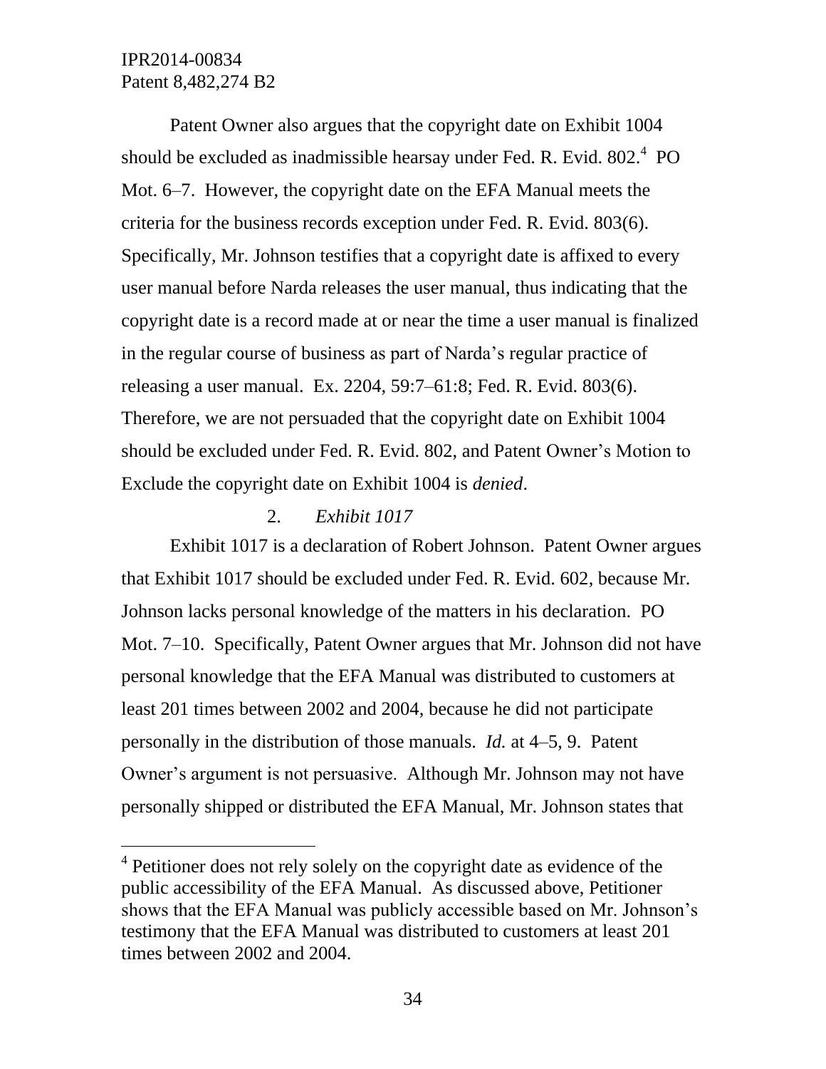Patent Owner also argues that the copyright date on Exhibit 1004 should be excluded as inadmissible hearsay under Fed. R. Evid. 802.[4] PO Mot. 6–7. However, the copyright date on the EFA Manual meets the criteria for the business records exception under Fed. R. Evid. 803(6). Specifically, Mr. Johnson testifies that a copyright date is affixed to every user manual before Narda releases the user manual, thus indicating that the copyright date is a record made at or near the time a user manual is finalized in the regular course of business as part of Narda's regular practice of releasing a user manual. Ex. 2204, 59:7–61:8; Fed. R. Evid. 803(6). Therefore, we are not persuaded that the copyright date on Exhibit 1004 should be excluded under Fed. R. Evid. 802, and Patent Owner's Motion to Exclude the copyright date on Exhibit 1004 is *denied*.

### 2. *Exhibit 1017*

Exhibit 1017 is a declaration of Robert Johnson. Patent Owner argues that Exhibit 1017 should be excluded under Fed. R. Evid. 602, because Mr. Johnson lacks personal knowledge of the matters in his declaration. PO Mot. 7–10. Specifically, Patent Owner argues that Mr. Johnson did not have personal knowledge that the EFA Manual was distributed to customers at least 201 times between 2002 and 2004, because he did not participate personally in the distribution of those manuals. *Id.* at 4–5, 9. Patent Owner's argument is not persuasive. Although Mr. Johnson may not have personally shipped or distributed the EFA Manual, Mr. Johnson states that

[4] Petitioner does not rely solely on the copyright date as evidence of the public accessibility of the EFA Manual. As discussed above, Petitioner shows that the EFA Manual was publicly accessible based on Mr. Johnson's testimony that the EFA Manual was distributed to customers at least 201 times between 2002 and 2004.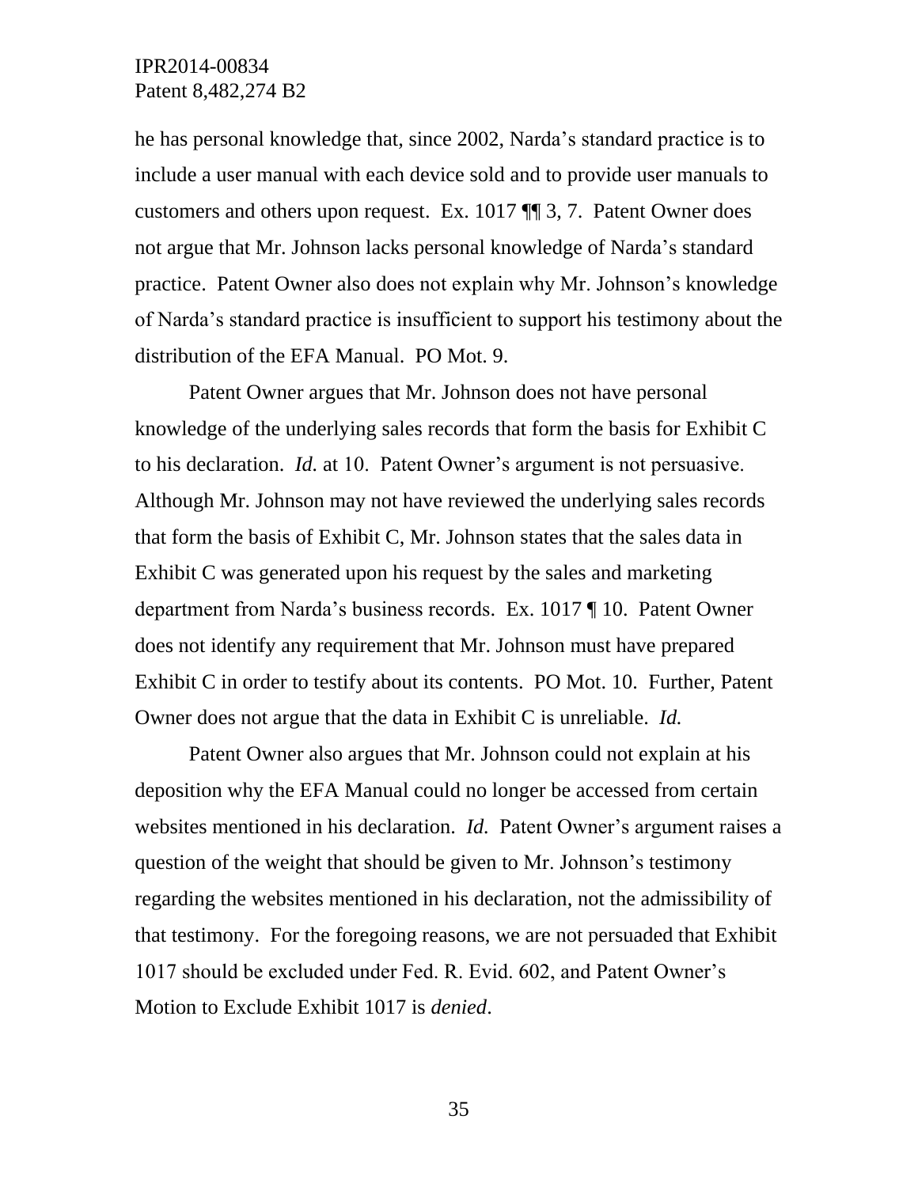he has personal knowledge that, since 2002, Narda's standard practice is to include a user manual with each device sold and to provide user manuals to customers and others upon request. Ex. 1017 ¶¶ 3, 7. Patent Owner does not argue that Mr. Johnson lacks personal knowledge of Narda's standard practice. Patent Owner also does not explain why Mr. Johnson's knowledge of Narda's standard practice is insufficient to support his testimony about the distribution of the EFA Manual. PO Mot. 9.

Patent Owner argues that Mr. Johnson does not have personal knowledge of the underlying sales records that form the basis for Exhibit C to his declaration. *Id.* at 10. Patent Owner's argument is not persuasive. Although Mr. Johnson may not have reviewed the underlying sales records that form the basis of Exhibit C, Mr. Johnson states that the sales data in Exhibit C was generated upon his request by the sales and marketing department from Narda's business records. Ex. 1017 ¶ 10. Patent Owner does not identify any requirement that Mr. Johnson must have prepared Exhibit C in order to testify about its contents. PO Mot. 10. Further, Patent Owner does not argue that the data in Exhibit C is unreliable. *Id.*

Patent Owner also argues that Mr. Johnson could not explain at his deposition why the EFA Manual could no longer be accessed from certain websites mentioned in his declaration. *Id.* Patent Owner's argument raises a question of the weight that should be given to Mr. Johnson's testimony regarding the websites mentioned in his declaration, not the admissibility of that testimony. For the foregoing reasons, we are not persuaded that Exhibit 1017 should be excluded under Fed. R. Evid. 602, and Patent Owner's Motion to Exclude Exhibit 1017 is *denied*.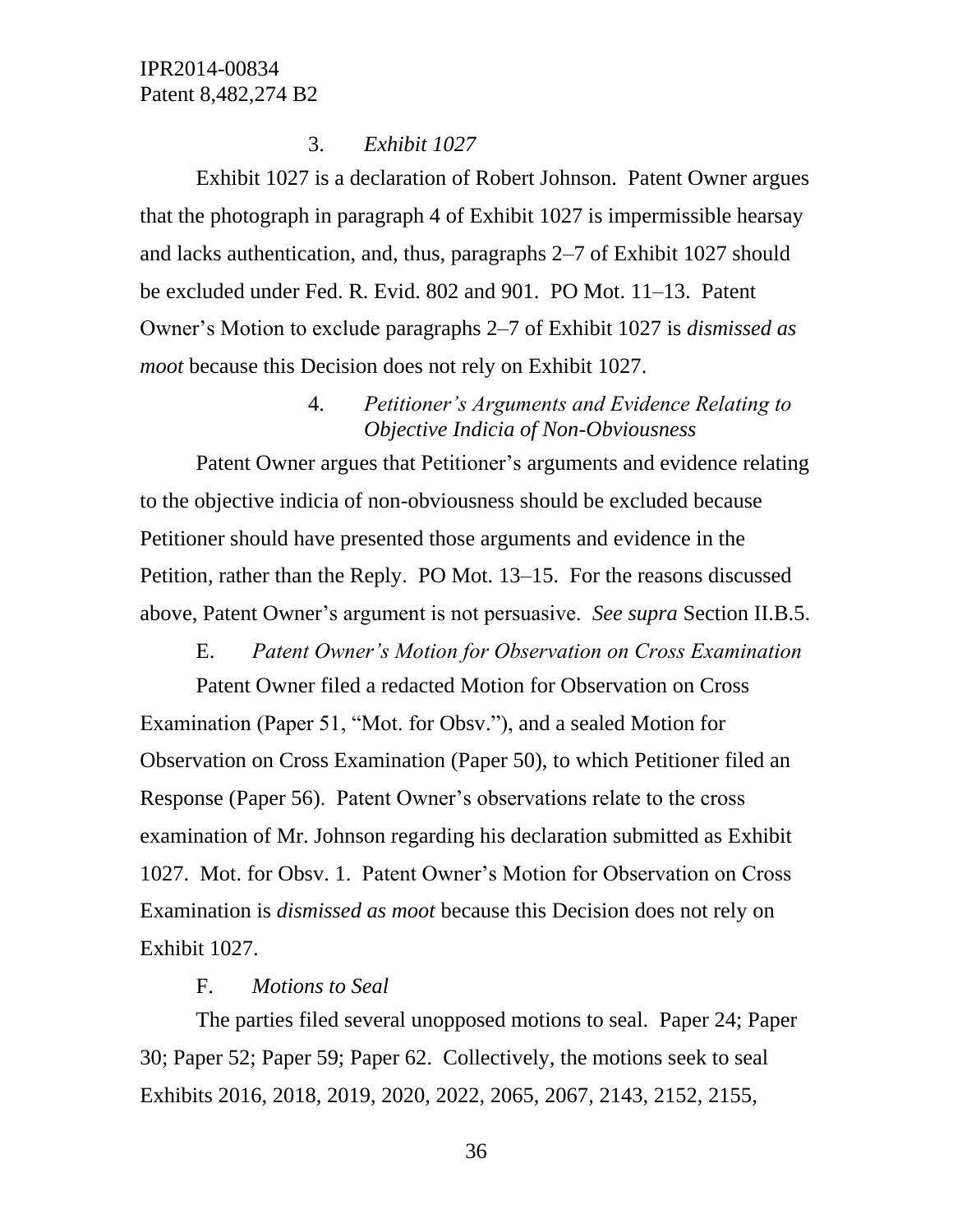3. *Exhibit 1027*

Exhibit 1027 is a declaration of Robert Johnson. Patent Owner argues that the photograph in paragraph 4 of Exhibit 1027 is impermissible hearsay and lacks authentication, and, thus, paragraphs 2–7 of Exhibit 1027 should be excluded under Fed. R. Evid. 802 and 901. PO Mot. 11–13. Patent Owner's Motion to exclude paragraphs 2–7 of Exhibit 1027 is *dismissed as moot* because this Decision does not rely on Exhibit 1027.

4. *Petitioner's Arguments and Evidence Relating to Objective Indicia of Non-Obviousness*

Patent Owner argues that Petitioner's arguments and evidence relating to the objective indicia of non-obviousness should be excluded because Petitioner should have presented those arguments and evidence in the Petition, rather than the Reply. PO Mot. 13–15. For the reasons discussed above, Patent Owner's argument is not persuasive. *See supra* Section II.B.5.

E. *Patent Owner's Motion for Observation on Cross Examination*

Patent Owner filed a redacted Motion for Observation on Cross Examination (Paper 51, "Mot. for Obsv."), and a sealed Motion for Observation on Cross Examination (Paper 50), to which Petitioner filed an Response (Paper 56). Patent Owner's observations relate to the cross examination of Mr. Johnson regarding his declaration submitted as Exhibit 1027. Mot. for Obsv. 1. Patent Owner's Motion for Observation on Cross Examination is *dismissed as moot* because this Decision does not rely on Exhibit 1027.

F. *Motions to Seal*

The parties filed several unopposed motions to seal. Paper 24; Paper 30; Paper 52; Paper 59; Paper 62. Collectively, the motions seek to seal Exhibits 2016, 2018, 2019, 2020, 2022, 2065, 2067, 2143, 2152, 2155,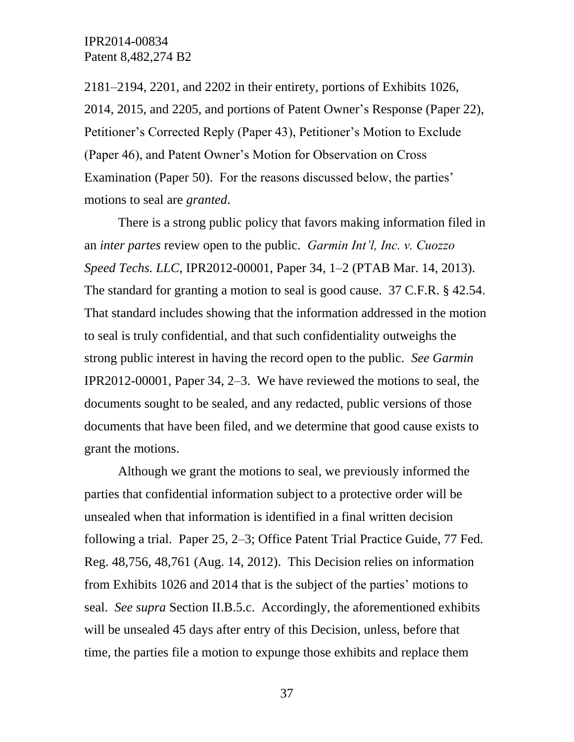2181–2194, 2201, and 2202 in their entirety, portions of Exhibits 1026, 2014, 2015, and 2205, and portions of Patent Owner's Response (Paper 22), Petitioner's Corrected Reply (Paper 43), Petitioner's Motion to Exclude (Paper 46), and Patent Owner's Motion for Observation on Cross Examination (Paper 50). For the reasons discussed below, the parties' motions to seal are *granted*.

There is a strong public policy that favors making information filed in an *inter partes* review open to the public. *Garmin Int'l, Inc. v. Cuozzo Speed Techs. LLC*, IPR2012-00001, Paper 34, 1–2 (PTAB Mar. 14, 2013). The standard for granting a motion to seal is good cause. 37 C.F.R. § 42.54. That standard includes showing that the information addressed in the motion to seal is truly confidential, and that such confidentiality outweighs the strong public interest in having the record open to the public. *See Garmin* IPR2012-00001, Paper 34, 2–3. We have reviewed the motions to seal, the documents sought to be sealed, and any redacted, public versions of those documents that have been filed, and we determine that good cause exists to grant the motions.

Although we grant the motions to seal, we previously informed the parties that confidential information subject to a protective order will be unsealed when that information is identified in a final written decision following a trial. Paper 25, 2–3; Office Patent Trial Practice Guide, 77 Fed. Reg. 48,756, 48,761 (Aug. 14, 2012). This Decision relies on information from Exhibits 1026 and 2014 that is the subject of the parties' motions to seal. *See supra* Section II.B.5.c. Accordingly, the aforementioned exhibits will be unsealed 45 days after entry of this Decision, unless, before that time, the parties file a motion to expunge those exhibits and replace them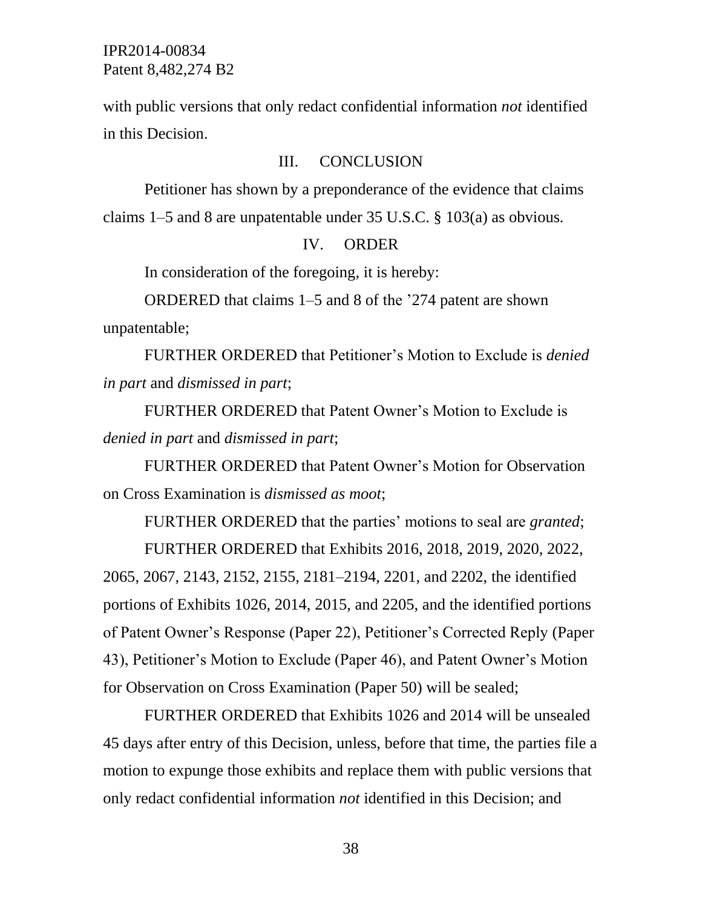with public versions that only redact confidential information *not* identified in this Decision.

## III. CONCLUSION

Petitioner has shown by a preponderance of the evidence that claims claims 1–5 and 8 are unpatentable under 35 U.S.C. § 103(a) as obvious.

## IV. ORDER

In consideration of the foregoing, it is hereby:

ORDERED that claims 1–5 and 8 of the ’274 patent are shown unpatentable;

FURTHER ORDERED that Petitioner’s Motion to Exclude is *denied in part* and *dismissed in part*;

FURTHER ORDERED that Patent Owner’s Motion to Exclude is *denied in part* and *dismissed in part*;

FURTHER ORDERED that Patent Owner’s Motion for Observation on Cross Examination is *dismissed as moot*;

FURTHER ORDERED that the parties’ motions to seal are *granted*;

FURTHER ORDERED that Exhibits 2016, 2018, 2019, 2020, 2022, 2065, 2067, 2143, 2152, 2155, 2181–2194, 2201, and 2202, the identified portions of Exhibits 1026, 2014, 2015, and 2205, and the identified portions of Patent Owner’s Response (Paper 22), Petitioner’s Corrected Reply (Paper 43), Petitioner’s Motion to Exclude (Paper 46), and Patent Owner’s Motion for Observation on Cross Examination (Paper 50) will be sealed;

FURTHER ORDERED that Exhibits 1026 and 2014 will be unsealed 45 days after entry of this Decision, unless, before that time, the parties file a motion to expunge those exhibits and replace them with public versions that only redact confidential information *not* identified in this Decision; and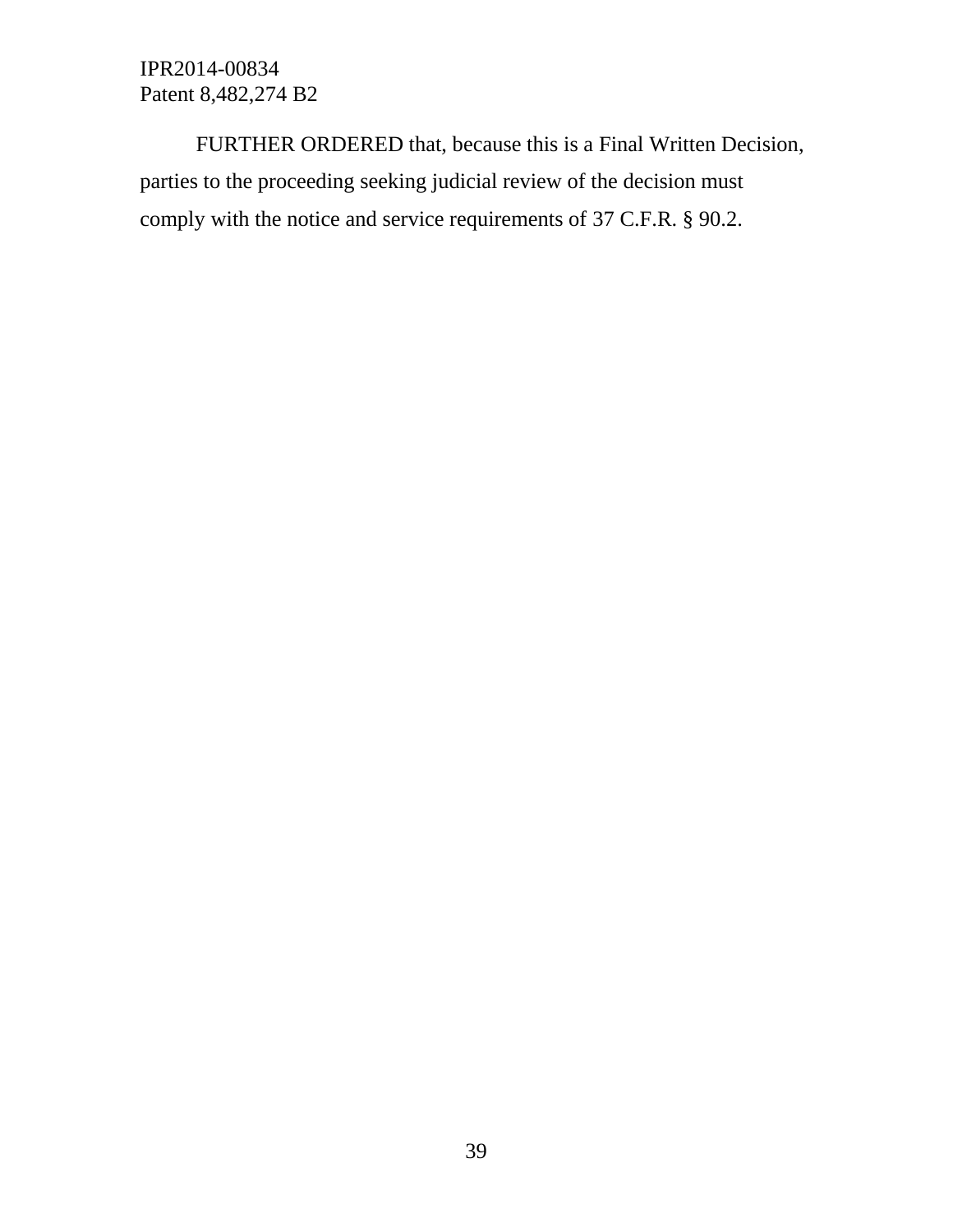FURTHER ORDERED that, because this is a Final Written Decision, parties to the proceeding seeking judicial review of the decision must comply with the notice and service requirements of 37 C.F.R. § 90.2.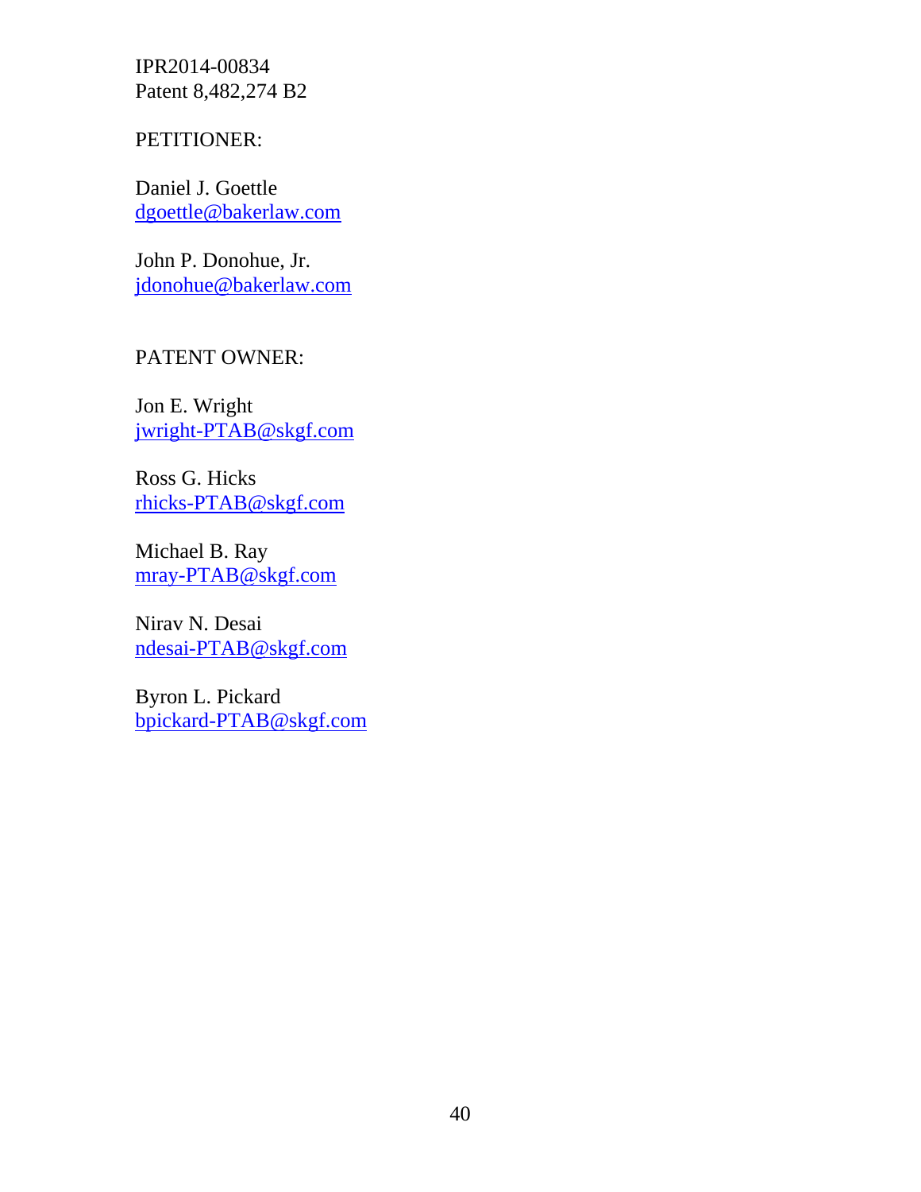PETITIONER:

Daniel J. Goettle
dgoettle@bakerlaw.com

John P. Donohue, Jr.
jdonohue@bakerlaw.com

PATENT OWNER:

Jon E. Wright
jwright-PTAB@skgf.com

Ross G. Hicks
rhicks-PTAB@skgf.com

Michael B. Ray
mray-PTAB@skgf.com

Nirav N. Desai
ndesai-PTAB@skgf.com

Byron L. Pickard
bpickard-PTAB@skgf.com